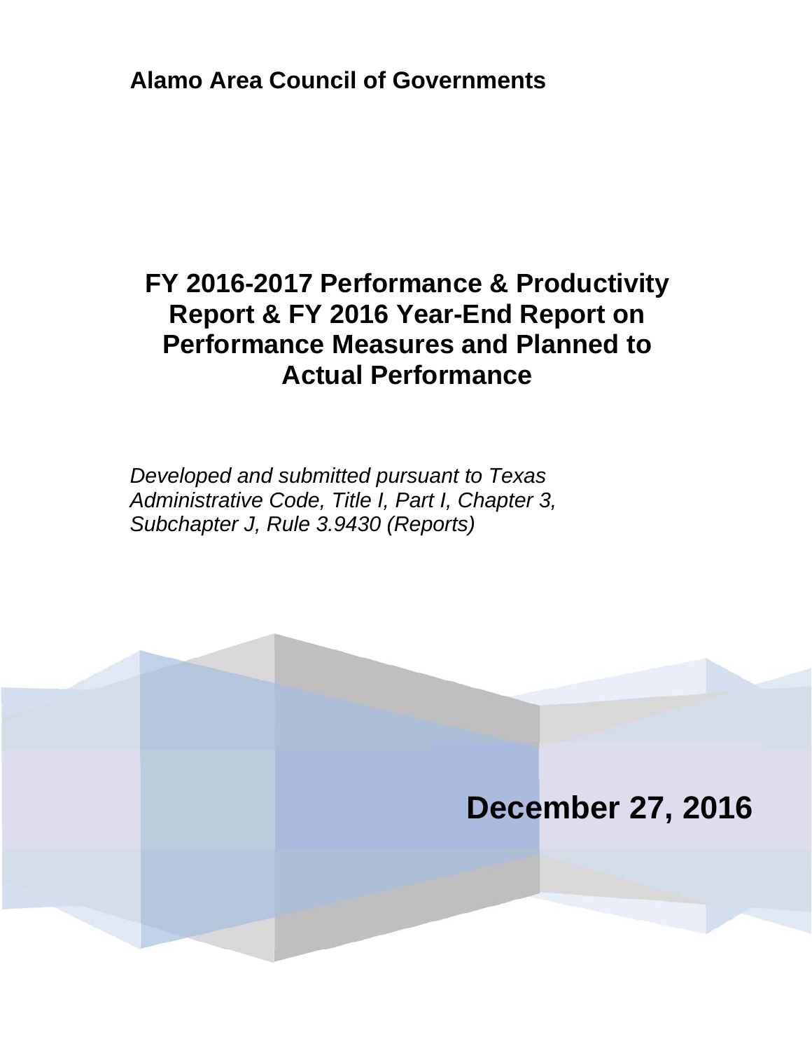**Alamo Area Council of Governments**

# FY 2016-2017 Performance & Productivity Report & FY 2016 Year-End Report on Performance Measures and Planned to Actual Performance

*Developed and submitted pursuant to Texas Administrative Code, Title I, Part I, Chapter 3, Subchapter J, Rule 3.9430 (Reports)*

**December 27, 2016**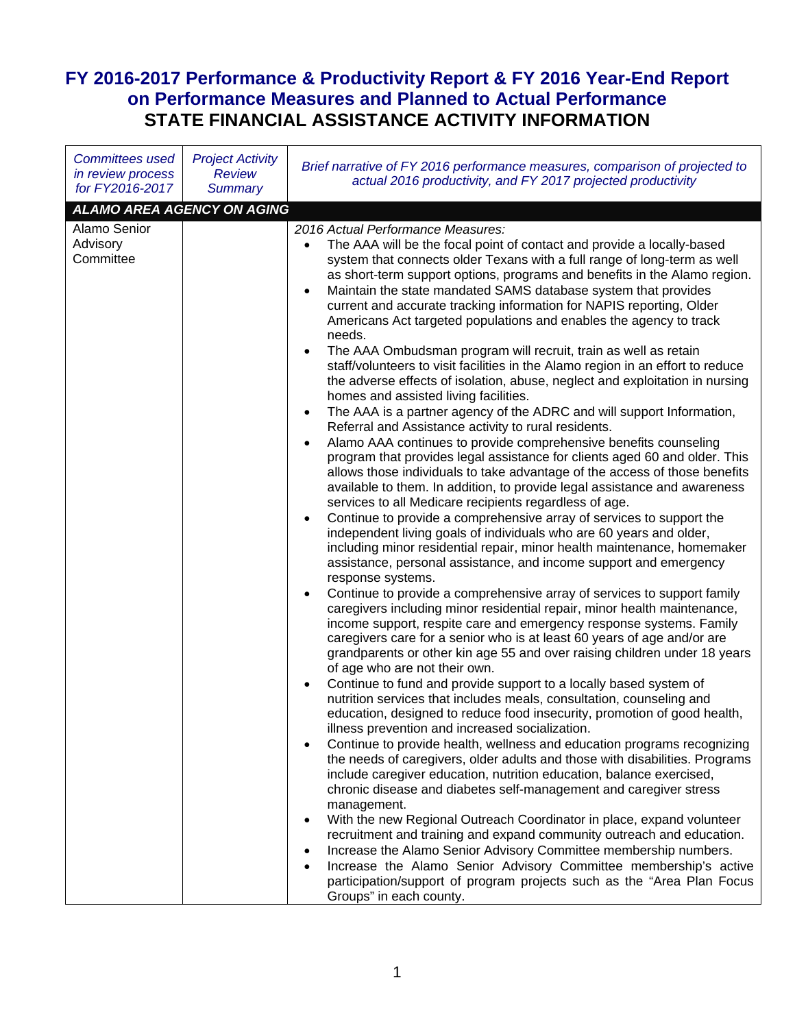# FY 2016-2017 Performance & Productivity Report & FY 2016 Year-End Report on Performance Measures and Planned to Actual Performance

## STATE FINANCIAL ASSISTANCE ACTIVITY INFORMATION

| *Committees used in review process for FY2016-2017* | *Project Activity Review Summary* | *Brief narrative of FY 2016 performance measures, comparison of projected to actual 2016 productivity, and FY 2017 projected productivity* |
|---|---|---|
| ***ALAMO AREA AGENCY ON AGING*** | | |
| Alamo Senior Advisory Committee | | *2016 Actual Performance Measures:*<br>• The AAA will be the focal point of contact and provide a locally-based system that connects older Texans with a full range of long-term as well as short-term support options, programs and benefits in the Alamo region.<br>• Maintain the state mandated SAMS database system that provides current and accurate tracking information for NAPIS reporting, Older Americans Act targeted populations and enables the agency to track needs.<br>• The AAA Ombudsman program will recruit, train as well as retain staff/volunteers to visit facilities in the Alamo region in an effort to reduce the adverse effects of isolation, abuse, neglect and exploitation in nursing homes and assisted living facilities.<br>• The AAA is a partner agency of the ADRC and will support Information, Referral and Assistance activity to rural residents.<br>• Alamo AAA continues to provide comprehensive benefits counseling program that provides legal assistance for clients aged 60 and older. This allows those individuals to take advantage of the access of those benefits available to them. In addition, to provide legal assistance and awareness services to all Medicare recipients regardless of age.<br>• Continue to provide a comprehensive array of services to support the independent living goals of individuals who are 60 years and older, including minor residential repair, minor health maintenance, homemaker assistance, personal assistance, and income support and emergency response systems.<br>• Continue to provide a comprehensive array of services to support family caregivers including minor residential repair, minor health maintenance, income support, respite care and emergency response systems. Family caregivers care for a senior who is at least 60 years of age and/or are grandparents or other kin age 55 and over raising children under 18 years of age who are not their own.<br>• Continue to fund and provide support to a locally based system of nutrition services that includes meals, consultation, counseling and education, designed to reduce food insecurity, promotion of good health, illness prevention and increased socialization.<br>• Continue to provide health, wellness and education programs recognizing the needs of caregivers, older adults and those with disabilities. Programs include caregiver education, nutrition education, balance exercised, chronic disease and diabetes self-management and caregiver stress management.<br>• With the new Regional Outreach Coordinator in place, expand volunteer recruitment and training and expand community outreach and education.<br>• Increase the Alamo Senior Advisory Committee membership numbers.<br>• Increase the Alamo Senior Advisory Committee membership's active participation/support of program projects such as the "Area Plan Focus Groups" in each county. |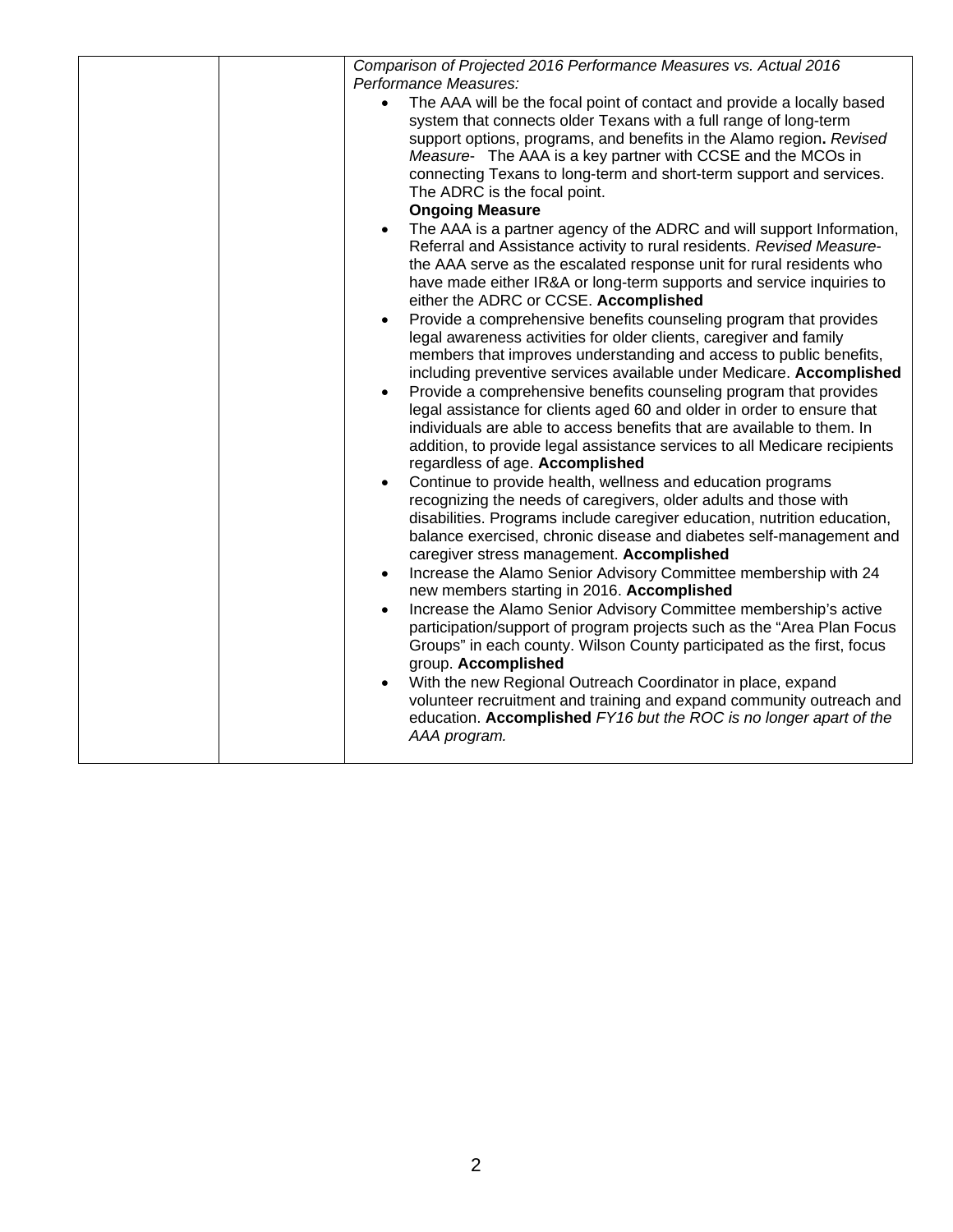| | | *Comparison of Projected 2016 Performance Measures vs. Actual 2016 Performance Measures:*<br>• The AAA will be the focal point of contact and provide a locally based system that connects older Texans with a full range of long-term support options, programs, and benefits in the Alamo region**.** *Revised Measure-* The AAA is a key partner with CCSE and the MCOs in connecting Texans to long-term and short-term support and services. The ADRC is the focal point. **Ongoing Measure**<br>• The AAA is a partner agency of the ADRC and will support Information, Referral and Assistance activity to rural residents. *Revised Measure-* the AAA serve as the escalated response unit for rural residents who have made either IR&A or long-term supports and service inquiries to either the ADRC or CCSE. **Accomplished**<br>• Provide a comprehensive benefits counseling program that provides legal awareness activities for older clients, caregiver and family members that improves understanding and access to public benefits, including preventive services available under Medicare. **Accomplished**<br>• Provide a comprehensive benefits counseling program that provides legal assistance for clients aged 60 and older in order to ensure that individuals are able to access benefits that are available to them. In addition, to provide legal assistance services to all Medicare recipients regardless of age. **Accomplished**<br>• Continue to provide health, wellness and education programs recognizing the needs of caregivers, older adults and those with disabilities. Programs include caregiver education, nutrition education, balance exercised, chronic disease and diabetes self-management and caregiver stress management. **Accomplished**<br>• Increase the Alamo Senior Advisory Committee membership with 24 new members starting in 2016. **Accomplished**<br>• Increase the Alamo Senior Advisory Committee membership's active participation/support of program projects such as the "Area Plan Focus Groups" in each county. Wilson County participated as the first, focus group. **Accomplished**<br>• With the new Regional Outreach Coordinator in place, expand volunteer recruitment and training and expand community outreach and education. **Accomplished** *FY16 but the ROC is no longer apart of the AAA program.* |
|---|---|---|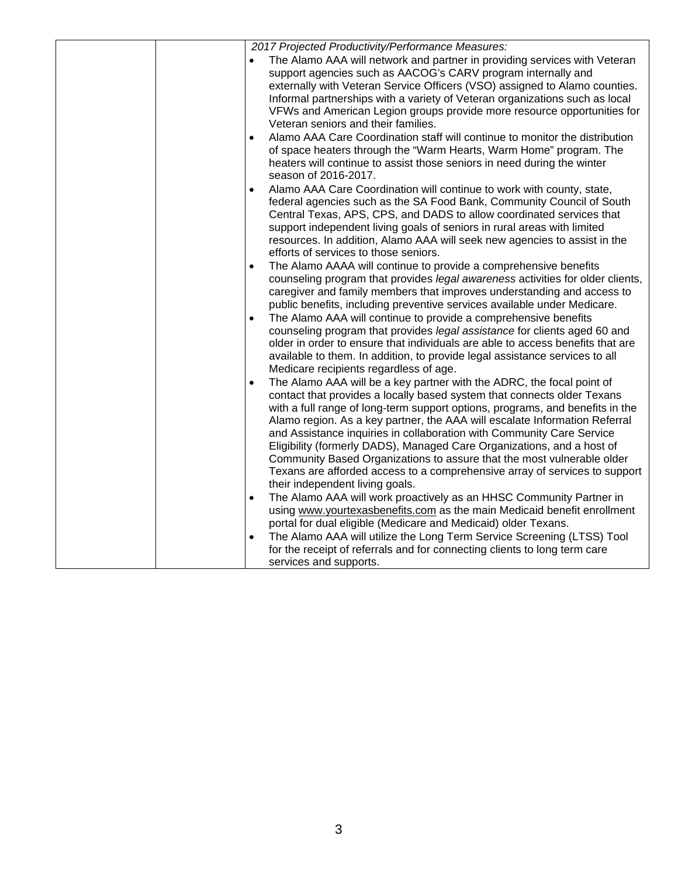| | | *2017 Projected Productivity/Performance Measures:*<br>• The Alamo AAA will network and partner in providing services with Veteran support agencies such as AACOG's CARV program internally and externally with Veteran Service Officers (VSO) assigned to Alamo counties. Informal partnerships with a variety of Veteran organizations such as local VFWs and American Legion groups provide more resource opportunities for Veteran seniors and their families.<br>• Alamo AAA Care Coordination staff will continue to monitor the distribution of space heaters through the "Warm Hearts, Warm Home" program. The heaters will continue to assist those seniors in need during the winter season of 2016-2017.<br>• Alamo AAA Care Coordination will continue to work with county, state, federal agencies such as the SA Food Bank, Community Council of South Central Texas, APS, CPS, and DADS to allow coordinated services that support independent living goals of seniors in rural areas with limited resources. In addition, Alamo AAA will seek new agencies to assist in the efforts of services to those seniors.<br>• The Alamo AAAA will continue to provide a comprehensive benefits counseling program that provides *legal awareness* activities for older clients, caregiver and family members that improves understanding and access to public benefits, including preventive services available under Medicare.<br>• The Alamo AAA will continue to provide a comprehensive benefits counseling program that provides *legal assistance* for clients aged 60 and older in order to ensure that individuals are able to access benefits that are available to them. In addition, to provide legal assistance services to all Medicare recipients regardless of age.<br>• The Alamo AAA will be a key partner with the ADRC, the focal point of contact that provides a locally based system that connects older Texans with a full range of long-term support options, programs, and benefits in the Alamo region. As a key partner, the AAA will escalate Information Referral and Assistance inquiries in collaboration with Community Care Service Eligibility (formerly DADS), Managed Care Organizations, and a host of Community Based Organizations to assure that the most vulnerable older Texans are afforded access to a comprehensive array of services to support their independent living goals.<br>• The Alamo AAA will work proactively as an HHSC Community Partner in using www.yourtexasbenefits.com as the main Medicaid benefit enrollment portal for dual eligible (Medicare and Medicaid) older Texans.<br>• The Alamo AAA will utilize the Long Term Service Screening (LTSS) Tool for the receipt of referrals and for connecting clients to long term care services and supports. |
|---|---|---|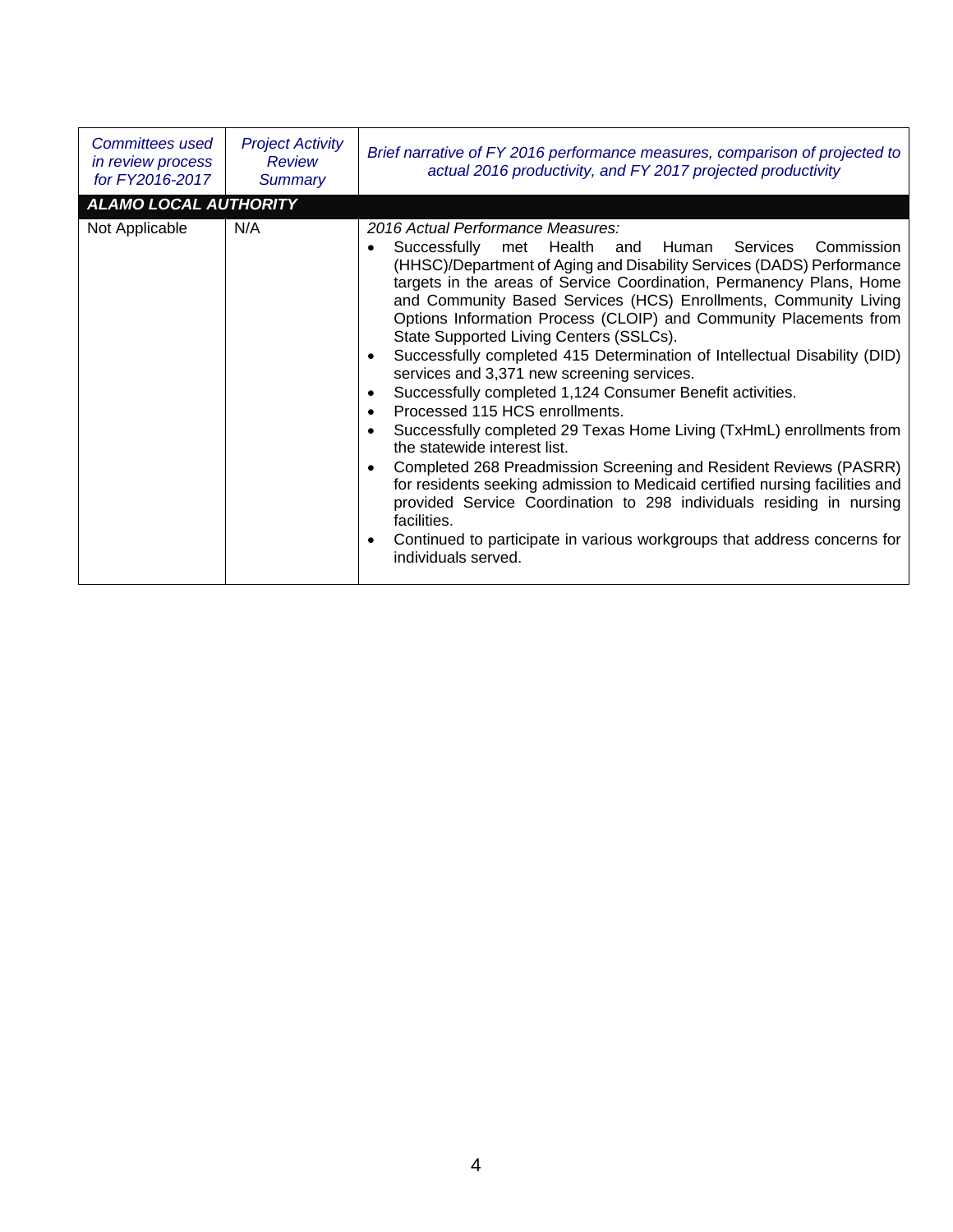| *Committees used in review process for FY2016-2017* | *Project Activity Review Summary* | *Brief narrative of FY 2016 performance measures, comparison of projected to actual 2016 productivity, and FY 2017 projected productivity* |
|---|---|---|
| ***ALAMO LOCAL AUTHORITY*** | | |
| Not Applicable | N/A | *2016 Actual Performance Measures:*<br>• Successfully met Health and Human Services Commission (HHSC)/Department of Aging and Disability Services (DADS) Performance targets in the areas of Service Coordination, Permanency Plans, Home and Community Based Services (HCS) Enrollments, Community Living Options Information Process (CLOIP) and Community Placements from State Supported Living Centers (SSLCs).<br>• Successfully completed 415 Determination of Intellectual Disability (DID) services and 3,371 new screening services.<br>• Successfully completed 1,124 Consumer Benefit activities.<br>• Processed 115 HCS enrollments.<br>• Successfully completed 29 Texas Home Living (TxHmL) enrollments from the statewide interest list.<br>• Completed 268 Preadmission Screening and Resident Reviews (PASRR) for residents seeking admission to Medicaid certified nursing facilities and provided Service Coordination to 298 individuals residing in nursing facilities.<br>• Continued to participate in various workgroups that address concerns for individuals served. |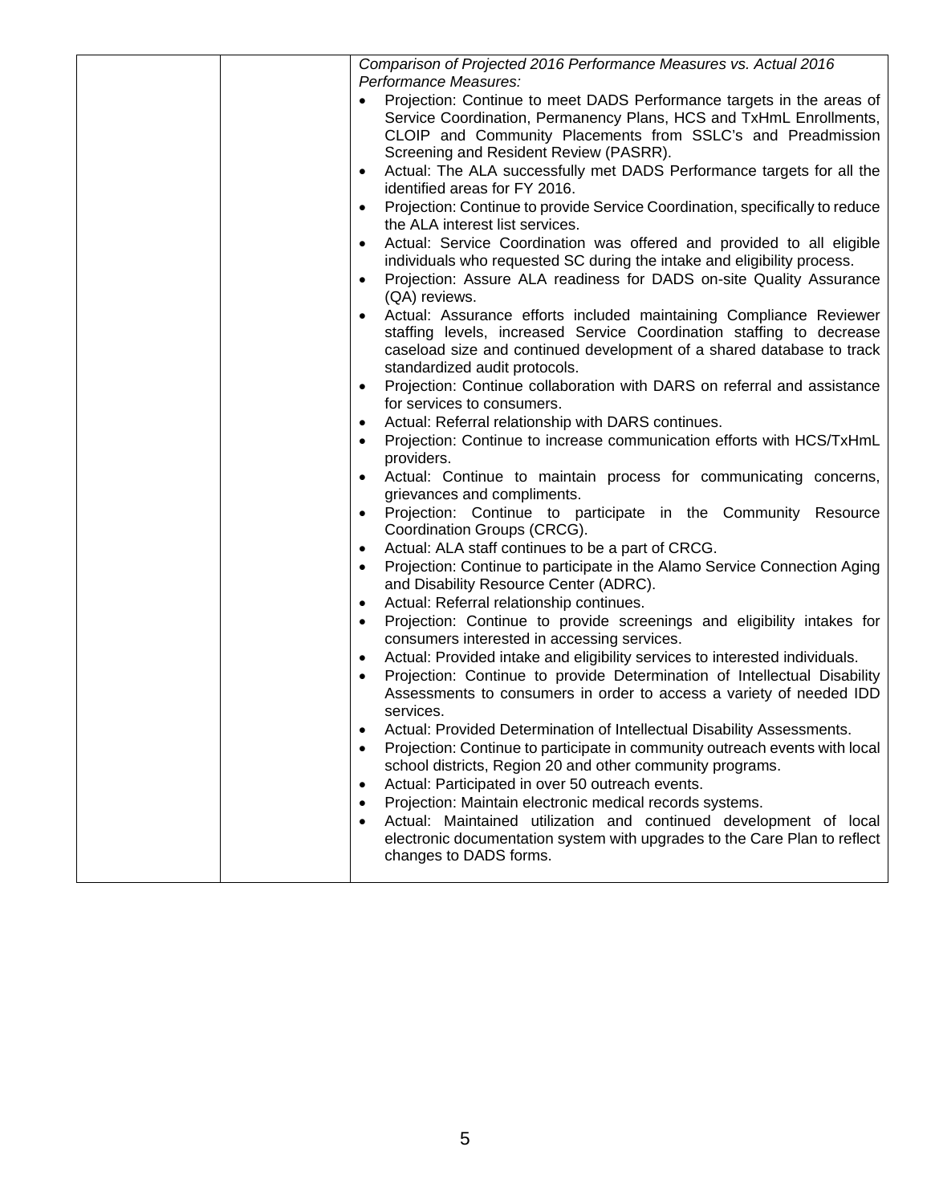| | | *Comparison of Projected 2016 Performance Measures vs. Actual 2016 Performance Measures:*<br>• Projection: Continue to meet DADS Performance targets in the areas of Service Coordination, Permanency Plans, HCS and TxHmL Enrollments, CLOIP and Community Placements from SSLC's and Preadmission Screening and Resident Review (PASRR).<br>• Actual: The ALA successfully met DADS Performance targets for all the identified areas for FY 2016.<br>• Projection: Continue to provide Service Coordination, specifically to reduce the ALA interest list services.<br>• Actual: Service Coordination was offered and provided to all eligible individuals who requested SC during the intake and eligibility process.<br>• Projection: Assure ALA readiness for DADS on-site Quality Assurance (QA) reviews.<br>• Actual: Assurance efforts included maintaining Compliance Reviewer staffing levels, increased Service Coordination staffing to decrease caseload size and continued development of a shared database to track standardized audit protocols.<br>• Projection: Continue collaboration with DARS on referral and assistance for services to consumers.<br>• Actual: Referral relationship with DARS continues.<br>• Projection: Continue to increase communication efforts with HCS/TxHmL providers.<br>• Actual: Continue to maintain process for communicating concerns, grievances and compliments.<br>• Projection: Continue to participate in the Community Resource Coordination Groups (CRCG).<br>• Actual: ALA staff continues to be a part of CRCG.<br>• Projection: Continue to participate in the Alamo Service Connection Aging and Disability Resource Center (ADRC).<br>• Actual: Referral relationship continues.<br>• Projection: Continue to provide screenings and eligibility intakes for consumers interested in accessing services.<br>• Actual: Provided intake and eligibility services to interested individuals.<br>• Projection: Continue to provide Determination of Intellectual Disability Assessments to consumers in order to access a variety of needed IDD services.<br>• Actual: Provided Determination of Intellectual Disability Assessments.<br>• Projection: Continue to participate in community outreach events with local school districts, Region 20 and other community programs.<br>• Actual: Participated in over 50 outreach events.<br>• Projection: Maintain electronic medical records systems.<br>• Actual: Maintained utilization and continued development of local electronic documentation system with upgrades to the Care Plan to reflect changes to DADS forms. |
|---|---|---|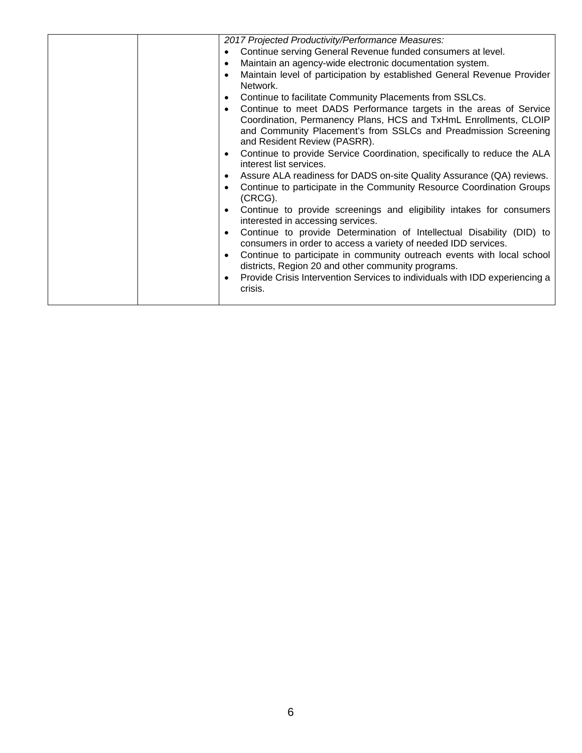| | | |
|---|---|---|
| | | *2017 Projected Productivity/Performance Measures:*<br>• Continue serving General Revenue funded consumers at level.<br>• Maintain an agency-wide electronic documentation system.<br>• Maintain level of participation by established General Revenue Provider Network.<br>• Continue to facilitate Community Placements from SSLCs.<br>• Continue to meet DADS Performance targets in the areas of Service Coordination, Permanency Plans, HCS and TxHmL Enrollments, CLOIP and Community Placement's from SSLCs and Preadmission Screening and Resident Review (PASRR).<br>• Continue to provide Service Coordination, specifically to reduce the ALA interest list services.<br>• Assure ALA readiness for DADS on-site Quality Assurance (QA) reviews.<br>• Continue to participate in the Community Resource Coordination Groups (CRCG).<br>• Continue to provide screenings and eligibility intakes for consumers interested in accessing services.<br>• Continue to provide Determination of Intellectual Disability (DID) to consumers in order to access a variety of needed IDD services.<br>• Continue to participate in community outreach events with local school districts, Region 20 and other community programs.<br>• Provide Crisis Intervention Services to individuals with IDD experiencing a crisis. |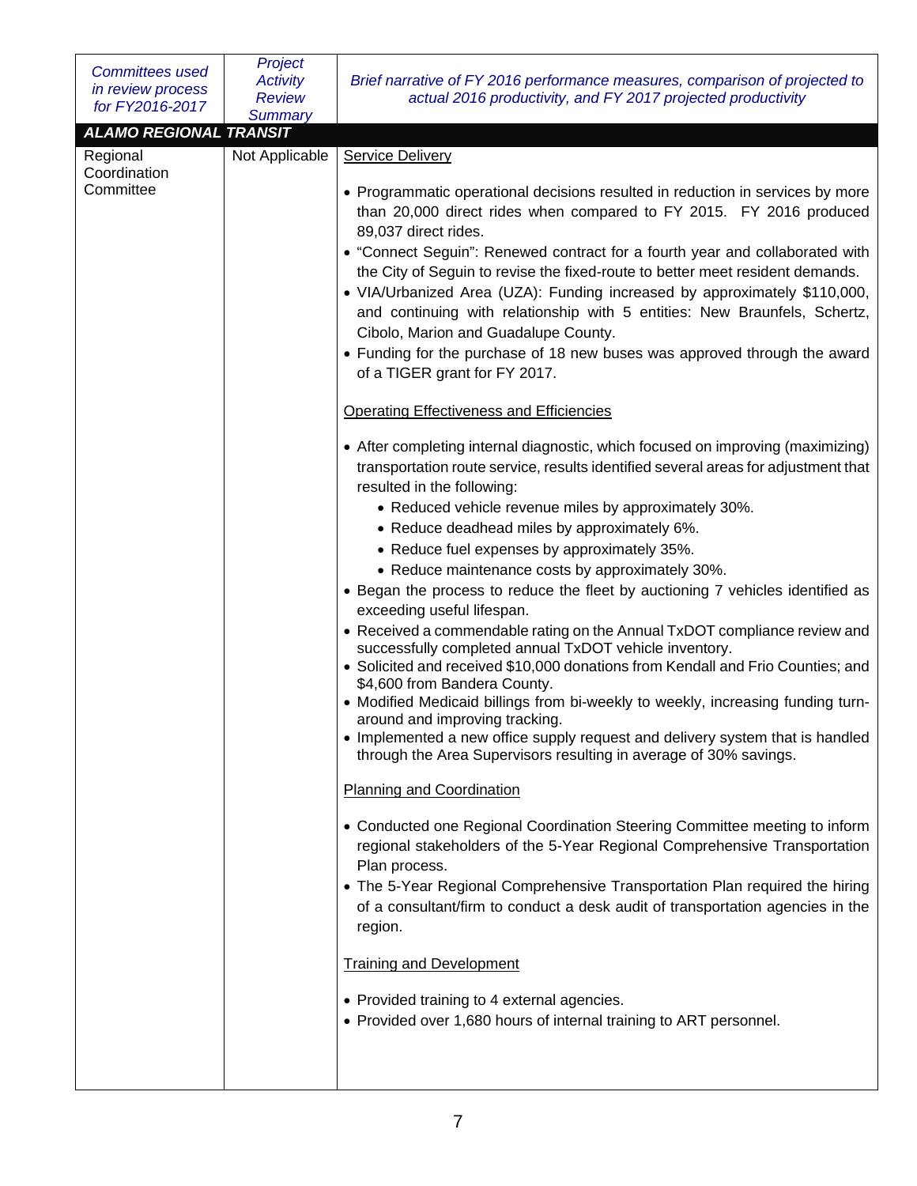| *Committees used in review process for FY2016-2017* | *Project Activity Review Summary* | *Brief narrative of FY 2016 performance measures, comparison of projected to actual 2016 productivity, and FY 2017 projected productivity* |
|---|---|---|
| ***ALAMO REGIONAL TRANSIT*** | | |
| Regional Coordination Committee | Not Applicable | <u>Service Delivery</u><br><br>• Programmatic operational decisions resulted in reduction in services by more than 20,000 direct rides when compared to FY 2015. FY 2016 produced 89,037 direct rides.<br>• "Connect Seguin": Renewed contract for a fourth year and collaborated with the City of Seguin to revise the fixed-route to better meet resident demands.<br>• VIA/Urbanized Area (UZA): Funding increased by approximately $110,000, and continuing with relationship with 5 entities: New Braunfels, Schertz, Cibolo, Marion and Guadalupe County.<br>• Funding for the purchase of 18 new buses was approved through the award of a TIGER grant for FY 2017.<br><br><u>Operating Effectiveness and Efficiencies</u><br><br>• After completing internal diagnostic, which focused on improving (maximizing) transportation route service, results identified several areas for adjustment that resulted in the following:<br>&nbsp;&nbsp;&nbsp;&nbsp;• Reduced vehicle revenue miles by approximately 30%.<br>&nbsp;&nbsp;&nbsp;&nbsp;• Reduce deadhead miles by approximately 6%.<br>&nbsp;&nbsp;&nbsp;&nbsp;• Reduce fuel expenses by approximately 35%.<br>&nbsp;&nbsp;&nbsp;&nbsp;• Reduce maintenance costs by approximately 30%.<br>• Began the process to reduce the fleet by auctioning 7 vehicles identified as exceeding useful lifespan.<br>• Received a commendable rating on the Annual TxDOT compliance review and successfully completed annual TxDOT vehicle inventory.<br>• Solicited and received $10,000 donations from Kendall and Frio Counties; and $4,600 from Bandera County.<br>• Modified Medicaid billings from bi-weekly to weekly, increasing funding turn-around and improving tracking.<br>• Implemented a new office supply request and delivery system that is handled through the Area Supervisors resulting in average of 30% savings.<br><br><u>Planning and Coordination</u><br><br>• Conducted one Regional Coordination Steering Committee meeting to inform regional stakeholders of the 5-Year Regional Comprehensive Transportation Plan process.<br>• The 5-Year Regional Comprehensive Transportation Plan required the hiring of a consultant/firm to conduct a desk audit of transportation agencies in the region.<br><br><u>Training and Development</u><br><br>• Provided training to 4 external agencies.<br>• Provided over 1,680 hours of internal training to ART personnel. |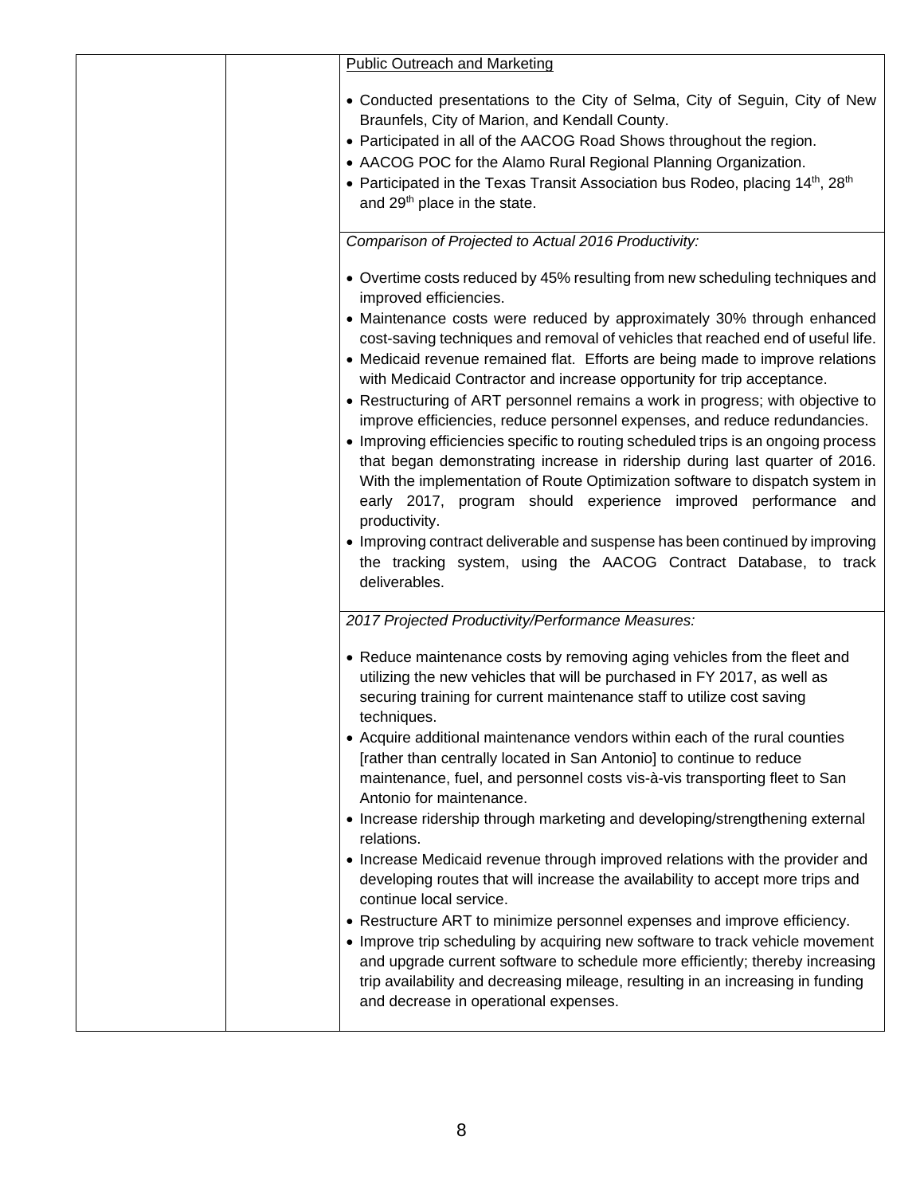| | | Public Outreach and Marketing<br><br>• Conducted presentations to the City of Selma, City of Seguin, City of New Braunfels, City of Marion, and Kendall County.<br>• Participated in all of the AACOG Road Shows throughout the region.<br>• AACOG POC for the Alamo Rural Regional Planning Organization.<br>• Participated in the Texas Transit Association bus Rodeo, placing 14th, 28th and 29th place in the state. |
|---|---|---|
| | | *Comparison of Projected to Actual 2016 Productivity:*<br><br>• Overtime costs reduced by 45% resulting from new scheduling techniques and improved efficiencies.<br>• Maintenance costs were reduced by approximately 30% through enhanced cost-saving techniques and removal of vehicles that reached end of useful life.<br>• Medicaid revenue remained flat. Efforts are being made to improve relations with Medicaid Contractor and increase opportunity for trip acceptance.<br>• Restructuring of ART personnel remains a work in progress; with objective to improve efficiencies, reduce personnel expenses, and reduce redundancies.<br>• Improving efficiencies specific to routing scheduled trips is an ongoing process that began demonstrating increase in ridership during last quarter of 2016. With the implementation of Route Optimization software to dispatch system in early 2017, program should experience improved performance and productivity.<br>• Improving contract deliverable and suspense has been continued by improving the tracking system, using the AACOG Contract Database, to track deliverables. |
| | | *2017 Projected Productivity/Performance Measures:*<br><br>• Reduce maintenance costs by removing aging vehicles from the fleet and utilizing the new vehicles that will be purchased in FY 2017, as well as securing training for current maintenance staff to utilize cost saving techniques.<br>• Acquire additional maintenance vendors within each of the rural counties [rather than centrally located in San Antonio] to continue to reduce maintenance, fuel, and personnel costs vis-à-vis transporting fleet to San Antonio for maintenance.<br>• Increase ridership through marketing and developing/strengthening external relations.<br>• Increase Medicaid revenue through improved relations with the provider and developing routes that will increase the availability to accept more trips and continue local service.<br>• Restructure ART to minimize personnel expenses and improve efficiency.<br>• Improve trip scheduling by acquiring new software to track vehicle movement and upgrade current software to schedule more efficiently; thereby increasing trip availability and decreasing mileage, resulting in an increasing in funding and decrease in operational expenses. |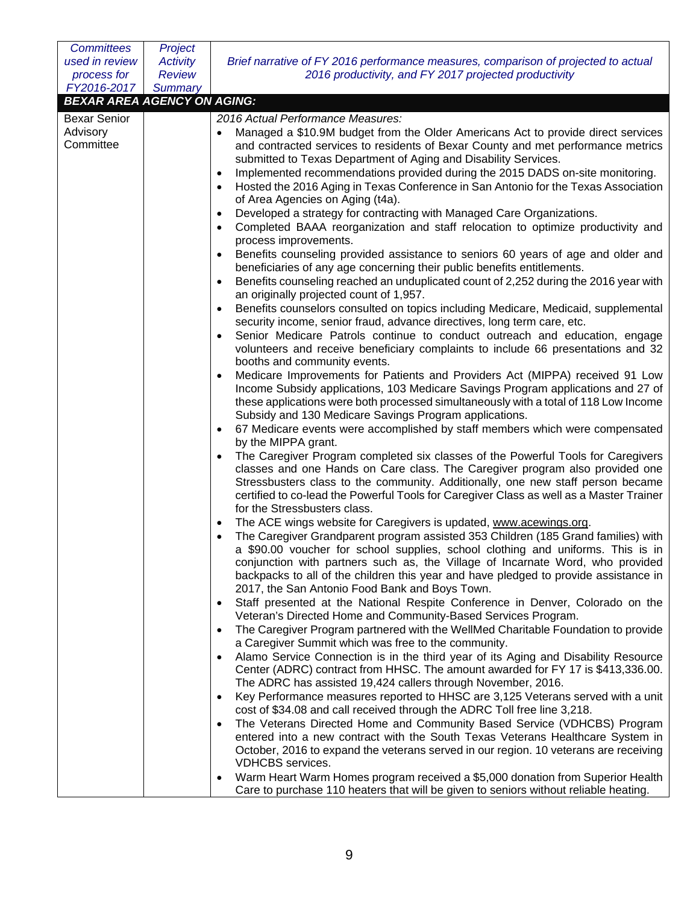| Committees used in review process for FY2016-2017 | Project Activity Review Summary | Brief narrative of FY 2016 performance measures, comparison of projected to actual 2016 productivity, and FY 2017 projected productivity |
|---|---|---|
| ***BEXAR AREA AGENCY ON AGING:*** | | |
| Bexar Senior Advisory Committee | | *2016 Actual Performance Measures:*<br>• Managed a $10.9M budget from the Older Americans Act to provide direct services and contracted services to residents of Bexar County and met performance metrics submitted to Texas Department of Aging and Disability Services.<br>• Implemented recommendations provided during the 2015 DADS on-site monitoring.<br>• Hosted the 2016 Aging in Texas Conference in San Antonio for the Texas Association of Area Agencies on Aging (t4a).<br>• Developed a strategy for contracting with Managed Care Organizations.<br>• Completed BAAA reorganization and staff relocation to optimize productivity and process improvements.<br>• Benefits counseling provided assistance to seniors 60 years of age and older and beneficiaries of any age concerning their public benefits entitlements.<br>• Benefits counseling reached an unduplicated count of 2,252 during the 2016 year with an originally projected count of 1,957.<br>• Benefits counselors consulted on topics including Medicare, Medicaid, supplemental security income, senior fraud, advance directives, long term care, etc.<br>• Senior Medicare Patrols continue to conduct outreach and education, engage volunteers and receive beneficiary complaints to include 66 presentations and 32 booths and community events.<br>• Medicare Improvements for Patients and Providers Act (MIPPA) received 91 Low Income Subsidy applications, 103 Medicare Savings Program applications and 27 of these applications were both processed simultaneously with a total of 118 Low Income Subsidy and 130 Medicare Savings Program applications.<br>• 67 Medicare events were accomplished by staff members which were compensated by the MIPPA grant.<br>• The Caregiver Program completed six classes of the Powerful Tools for Caregivers classes and one Hands on Care class. The Caregiver program also provided one Stressbusters class to the community. Additionally, one new staff person became certified to co-lead the Powerful Tools for Caregiver Class as well as a Master Trainer for the Stressbusters class.<br>• The ACE wings website for Caregivers is updated, www.acewings.org.<br>• The Caregiver Grandparent program assisted 353 Children (185 Grand families) with a $90.00 voucher for school supplies, school clothing and uniforms. This is in conjunction with partners such as, the Village of Incarnate Word, who provided backpacks to all of the children this year and have pledged to provide assistance in 2017, the San Antonio Food Bank and Boys Town.<br>• Staff presented at the National Respite Conference in Denver, Colorado on the Veteran's Directed Home and Community-Based Services Program.<br>• The Caregiver Program partnered with the WellMed Charitable Foundation to provide a Caregiver Summit which was free to the community.<br>• Alamo Service Connection is in the third year of its Aging and Disability Resource Center (ADRC) contract from HHSC. The amount awarded for FY 17 is $413,336.00. The ADRC has assisted 19,424 callers through November, 2016.<br>• Key Performance measures reported to HHSC are 3,125 Veterans served with a unit cost of $34.08 and call received through the ADRC Toll free line 3,218.<br>• The Veterans Directed Home and Community Based Service (VDHCBS) Program entered into a new contract with the South Texas Veterans Healthcare System in October, 2016 to expand the veterans served in our region. 10 veterans are receiving VDHCBS services.<br>• Warm Heart Warm Homes program received a $5,000 donation from Superior Health Care to purchase 110 heaters that will be given to seniors without reliable heating. |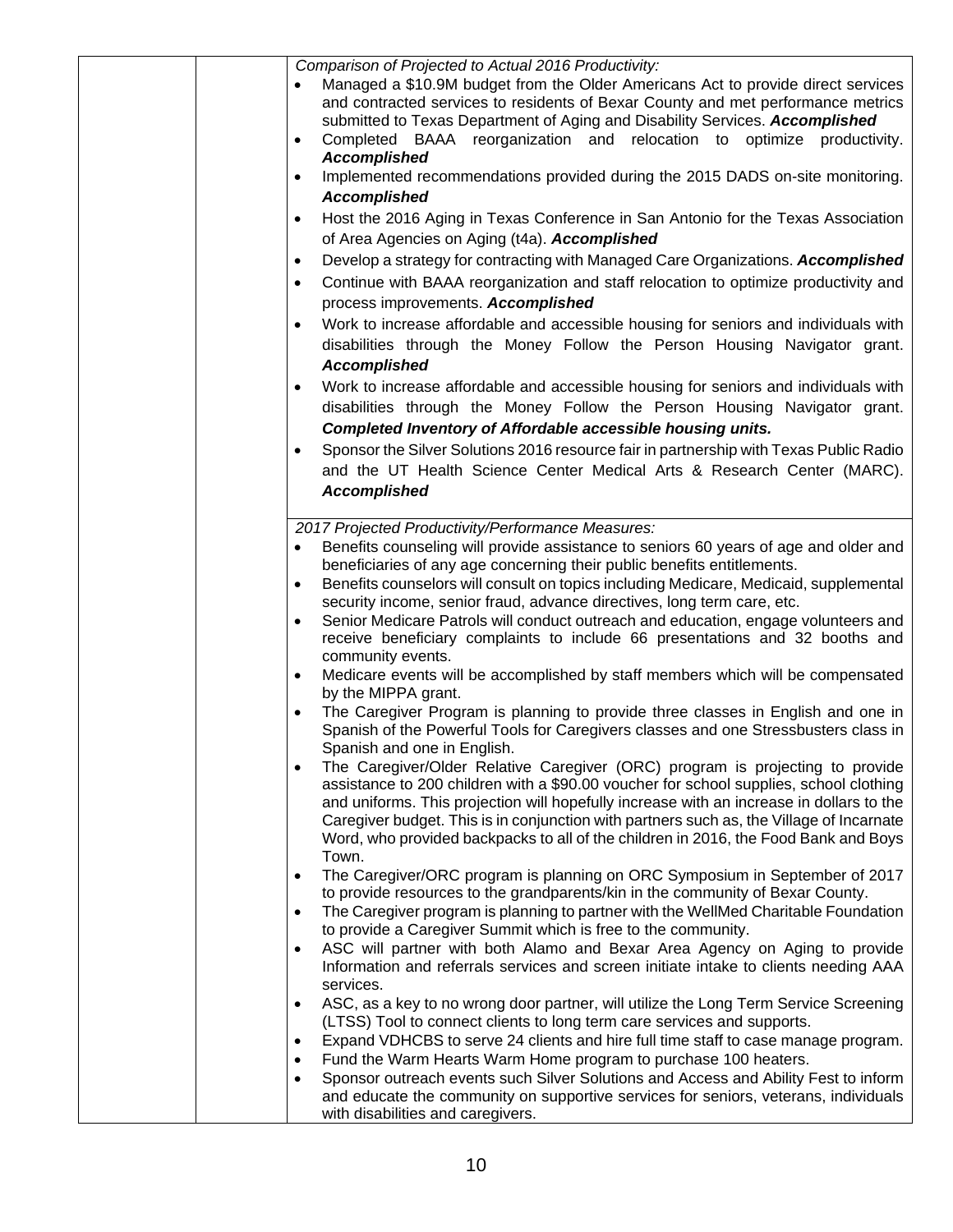| | | *Comparison of Projected to Actual 2016 Productivity:* |
|---|---|---|
| | | • Managed a $10.9M budget from the Older Americans Act to provide direct services and contracted services to residents of Bexar County and met performance metrics submitted to Texas Department of Aging and Disability Services. ***Accomplished***<br>• Completed BAAA reorganization and relocation to optimize productivity. ***Accomplished***<br>• Implemented recommendations provided during the 2015 DADS on-site monitoring. ***Accomplished***<br>• Host the 2016 Aging in Texas Conference in San Antonio for the Texas Association of Area Agencies on Aging (t4a). ***Accomplished***<br>• Develop a strategy for contracting with Managed Care Organizations. ***Accomplished***<br>• Continue with BAAA reorganization and staff relocation to optimize productivity and process improvements. ***Accomplished***<br>• Work to increase affordable and accessible housing for seniors and individuals with disabilities through the Money Follow the Person Housing Navigator grant. ***Accomplished***<br>• Work to increase affordable and accessible housing for seniors and individuals with disabilities through the Money Follow the Person Housing Navigator grant. ***Completed Inventory of Affordable accessible housing units.***<br>• Sponsor the Silver Solutions 2016 resource fair in partnership with Texas Public Radio and the UT Health Science Center Medical Arts & Research Center (MARC). ***Accomplished*** |
| | | *2017 Projected Productivity/Performance Measures:*<br>• Benefits counseling will provide assistance to seniors 60 years of age and older and beneficiaries of any age concerning their public benefits entitlements.<br>• Benefits counselors will consult on topics including Medicare, Medicaid, supplemental security income, senior fraud, advance directives, long term care, etc.<br>• Senior Medicare Patrols will conduct outreach and education, engage volunteers and receive beneficiary complaints to include 66 presentations and 32 booths and community events.<br>• Medicare events will be accomplished by staff members which will be compensated by the MIPPA grant.<br>• The Caregiver Program is planning to provide three classes in English and one in Spanish of the Powerful Tools for Caregivers classes and one Stressbusters class in Spanish and one in English.<br>• The Caregiver/Older Relative Caregiver (ORC) program is projecting to provide assistance to 200 children with a $90.00 voucher for school supplies, school clothing and uniforms. This projection will hopefully increase with an increase in dollars to the Caregiver budget. This is in conjunction with partners such as, the Village of Incarnate Word, who provided backpacks to all of the children in 2016, the Food Bank and Boys Town.<br>• The Caregiver/ORC program is planning on ORC Symposium in September of 2017 to provide resources to the grandparents/kin in the community of Bexar County.<br>• The Caregiver program is planning to partner with the WellMed Charitable Foundation to provide a Caregiver Summit which is free to the community.<br>• ASC will partner with both Alamo and Bexar Area Agency on Aging to provide Information and referrals services and screen initiate intake to clients needing AAA services.<br>• ASC, as a key to no wrong door partner, will utilize the Long Term Service Screening (LTSS) Tool to connect clients to long term care services and supports.<br>• Expand VDHCBS to serve 24 clients and hire full time staff to case manage program.<br>• Fund the Warm Hearts Warm Home program to purchase 100 heaters.<br>• Sponsor outreach events such Silver Solutions and Access and Ability Fest to inform and educate the community on supportive services for seniors, veterans, individuals with disabilities and caregivers. |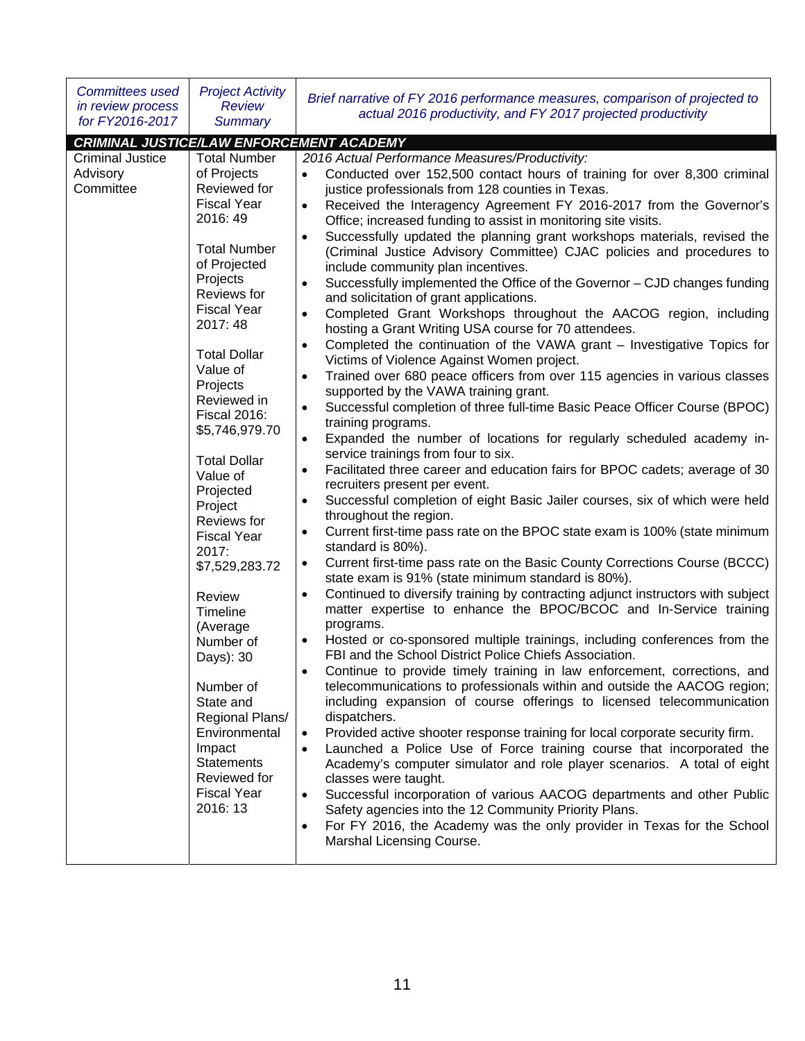| *Committees used in review process for FY2016-2017* | *Project Activity Review Summary* | *Brief narrative of FY 2016 performance measures, comparison of projected to actual 2016 productivity, and FY 2017 projected productivity* |
|---|---|---|
| ***CRIMINAL JUSTICE/LAW ENFORCEMENT ACADEMY*** | | |
| Criminal Justice Advisory Committee | Total Number of Projects Reviewed for Fiscal Year 2016: 49<br><br>Total Number of Projected Projects Reviews for Fiscal Year 2017: 48<br><br>Total Dollar Value of Projects Reviewed in Fiscal 2016: $5,746,979.70<br><br>Total Dollar Value of Projected Project Reviews for Fiscal Year 2017: $7,529,283.72<br><br>Review Timeline (Average Number of Days): 30<br><br>Number of State and Regional Plans/ Environmental Impact Statements Reviewed for Fiscal Year 2016: 13 | *2016 Actual Performance Measures/Productivity:*<br>• Conducted over 152,500 contact hours of training for over 8,300 criminal justice professionals from 128 counties in Texas.<br>• Received the Interagency Agreement FY 2016-2017 from the Governor's Office; increased funding to assist in monitoring site visits.<br>• Successfully updated the planning grant workshops materials, revised the (Criminal Justice Advisory Committee) CJAC policies and procedures to include community plan incentives.<br>• Successfully implemented the Office of the Governor – CJD changes funding and solicitation of grant applications.<br>• Completed Grant Workshops throughout the AACOG region, including hosting a Grant Writing USA course for 70 attendees.<br>• Completed the continuation of the VAWA grant – Investigative Topics for Victims of Violence Against Women project.<br>• Trained over 680 peace officers from over 115 agencies in various classes supported by the VAWA training grant.<br>• Successful completion of three full-time Basic Peace Officer Course (BPOC) training programs.<br>• Expanded the number of locations for regularly scheduled academy in-service trainings from four to six.<br>• Facilitated three career and education fairs for BPOC cadets; average of 30 recruiters present per event.<br>• Successful completion of eight Basic Jailer courses, six of which were held throughout the region.<br>• Current first-time pass rate on the BPOC state exam is 100% (state minimum standard is 80%).<br>• Current first-time pass rate on the Basic County Corrections Course (BCCC) state exam is 91% (state minimum standard is 80%).<br>• Continued to diversify training by contracting adjunct instructors with subject matter expertise to enhance the BPOC/BCOC and In-Service training programs.<br>• Hosted or co-sponsored multiple trainings, including conferences from the FBI and the School District Police Chiefs Association.<br>• Continue to provide timely training in law enforcement, corrections, and telecommunications to professionals within and outside the AACOG region; including expansion of course offerings to licensed telecommunication dispatchers.<br>• Provided active shooter response training for local corporate security firm.<br>• Launched a Police Use of Force training course that incorporated the Academy's computer simulator and role player scenarios. A total of eight classes were taught.<br>• Successful incorporation of various AACOG departments and other Public Safety agencies into the 12 Community Priority Plans.<br>• For FY 2016, the Academy was the only provider in Texas for the School Marshal Licensing Course. |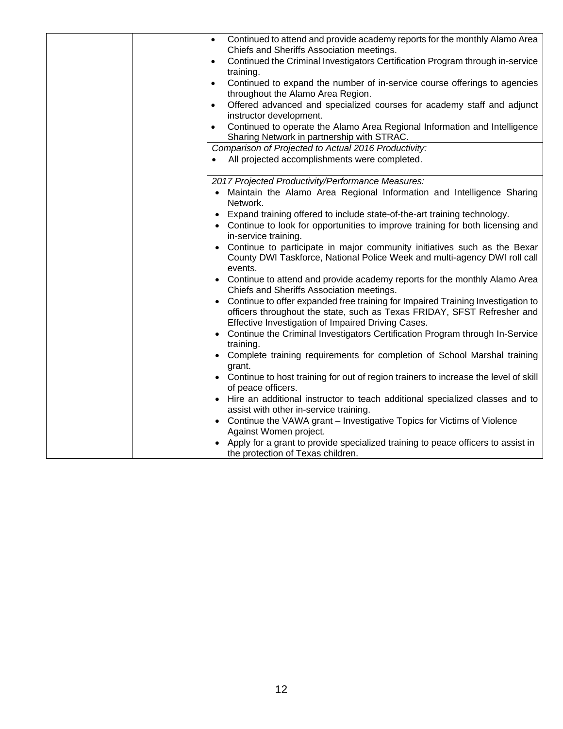| | | • Continued to attend and provide academy reports for the monthly Alamo Area Chiefs and Sheriffs Association meetings.<br>• Continued the Criminal Investigators Certification Program through in-service training.<br>• Continued to expand the number of in-service course offerings to agencies throughout the Alamo Area Region.<br>• Offered advanced and specialized courses for academy staff and adjunct instructor development.<br>• Continued to operate the Alamo Area Regional Information and Intelligence Sharing Network in partnership with STRAC. |
|---|---|---|
| | | *Comparison of Projected to Actual 2016 Productivity:*<br>• All projected accomplishments were completed. |
| | | *2017 Projected Productivity/Performance Measures:*<br>• Maintain the Alamo Area Regional Information and Intelligence Sharing Network.<br>• Expand training offered to include state-of-the-art training technology.<br>• Continue to look for opportunities to improve training for both licensing and in-service training.<br>• Continue to participate in major community initiatives such as the Bexar County DWI Taskforce, National Police Week and multi-agency DWI roll call events.<br>• Continue to attend and provide academy reports for the monthly Alamo Area Chiefs and Sheriffs Association meetings.<br>• Continue to offer expanded free training for Impaired Training Investigation to officers throughout the state, such as Texas FRIDAY, SFST Refresher and Effective Investigation of Impaired Driving Cases.<br>• Continue the Criminal Investigators Certification Program through In-Service training.<br>• Complete training requirements for completion of School Marshal training grant.<br>• Continue to host training for out of region trainers to increase the level of skill of peace officers.<br>• Hire an additional instructor to teach additional specialized classes and to assist with other in-service training.<br>• Continue the VAWA grant – Investigative Topics for Victims of Violence Against Women project.<br>• Apply for a grant to provide specialized training to peace officers to assist in the protection of Texas children. |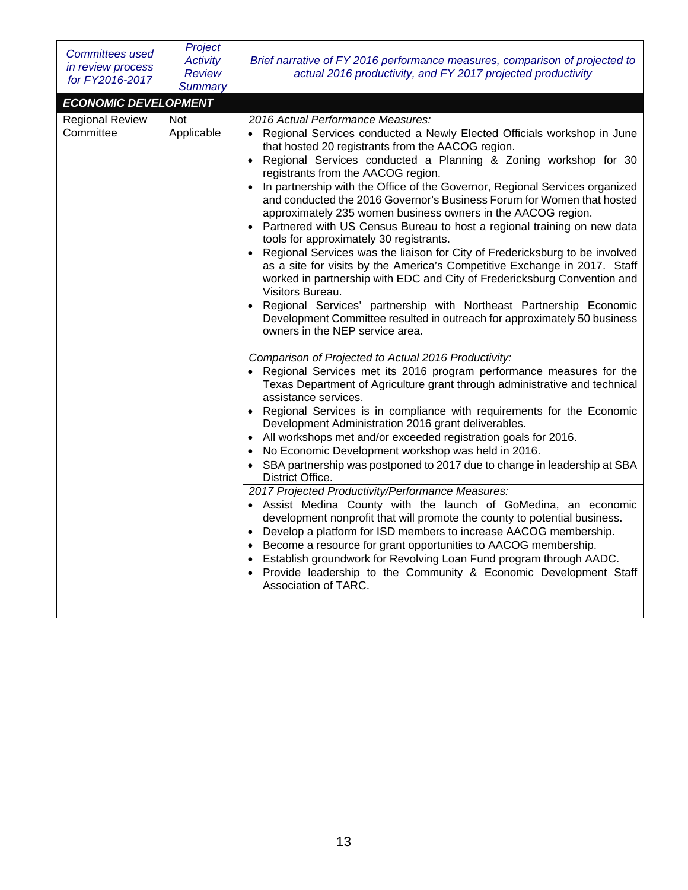| *Committees used in review process for FY2016-2017* | *Project Activity Review Summary* | *Brief narrative of FY 2016 performance measures, comparison of projected to actual 2016 productivity, and FY 2017 projected productivity* |
|---|---|---|
| ***ECONOMIC DEVELOPMENT*** | | |
| Regional Review Committee | Not Applicable | *2016 Actual Performance Measures:*<br>• Regional Services conducted a Newly Elected Officials workshop in June that hosted 20 registrants from the AACOG region.<br>• Regional Services conducted a Planning & Zoning workshop for 30 registrants from the AACOG region.<br>• In partnership with the Office of the Governor, Regional Services organized and conducted the 2016 Governor's Business Forum for Women that hosted approximately 235 women business owners in the AACOG region.<br>• Partnered with US Census Bureau to host a regional training on new data tools for approximately 30 registrants.<br>• Regional Services was the liaison for City of Fredericksburg to be involved as a site for visits by the America's Competitive Exchange in 2017. Staff worked in partnership with EDC and City of Fredericksburg Convention and Visitors Bureau.<br>• Regional Services' partnership with Northeast Partnership Economic Development Committee resulted in outreach for approximately 50 business owners in the NEP service area. |
| | | *Comparison of Projected to Actual 2016 Productivity:*<br>• Regional Services met its 2016 program performance measures for the Texas Department of Agriculture grant through administrative and technical assistance services.<br>• Regional Services is in compliance with requirements for the Economic Development Administration 2016 grant deliverables.<br>• All workshops met and/or exceeded registration goals for 2016.<br>• No Economic Development workshop was held in 2016.<br>• SBA partnership was postponed to 2017 due to change in leadership at SBA District Office. |
| | | *2017 Projected Productivity/Performance Measures:*<br>• Assist Medina County with the launch of GoMedina, an economic development nonprofit that will promote the county to potential business.<br>• Develop a platform for ISD members to increase AACOG membership.<br>• Become a resource for grant opportunities to AACOG membership.<br>• Establish groundwork for Revolving Loan Fund program through AADC.<br>• Provide leadership to the Community & Economic Development Staff Association of TARC. |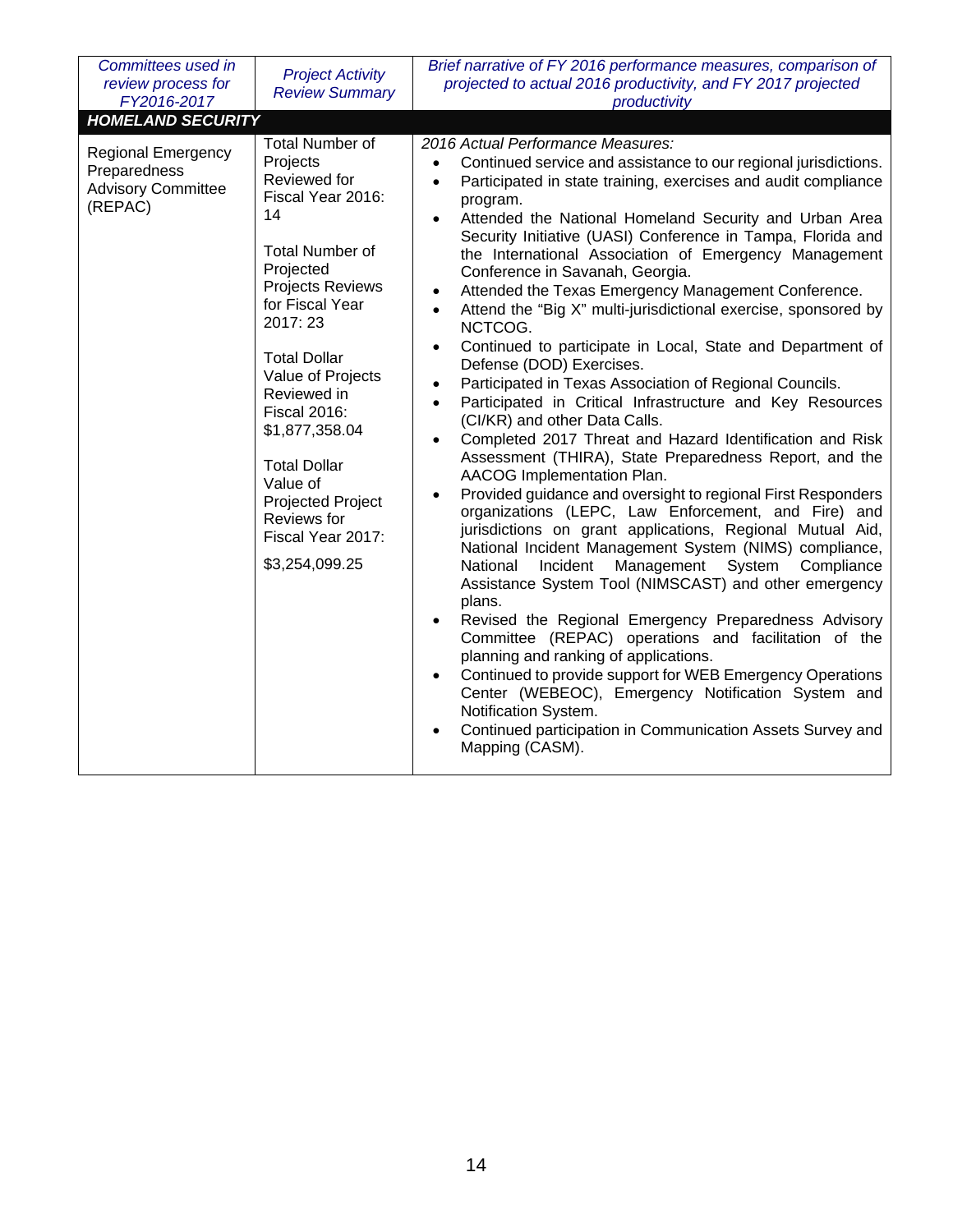| *Committees used in review process for FY2016-2017* | *Project Activity Review Summary* | *Brief narrative of FY 2016 performance measures, comparison of projected to actual 2016 productivity, and FY 2017 projected productivity* |
|---|---|---|
| ***HOMELAND SECURITY*** | | |
| Regional Emergency Preparedness Advisory Committee (REPAC) | Total Number of Projects Reviewed for Fiscal Year 2016: 14<br><br>Total Number of Projected Projects Reviews for Fiscal Year 2017: 23<br><br>Total Dollar Value of Projects Reviewed in Fiscal 2016: $1,877,358.04<br><br>Total Dollar Value of Projected Project Reviews for Fiscal Year 2017: $3,254,099.25 | *2016 Actual Performance Measures:*<br>• Continued service and assistance to our regional jurisdictions.<br>• Participated in state training, exercises and audit compliance program.<br>• Attended the National Homeland Security and Urban Area Security Initiative (UASI) Conference in Tampa, Florida and the International Association of Emergency Management Conference in Savanah, Georgia.<br>• Attended the Texas Emergency Management Conference.<br>• Attend the "Big X" multi-jurisdictional exercise, sponsored by NCTCOG.<br>• Continued to participate in Local, State and Department of Defense (DOD) Exercises.<br>• Participated in Texas Association of Regional Councils.<br>• Participated in Critical Infrastructure and Key Resources (CI/KR) and other Data Calls.<br>• Completed 2017 Threat and Hazard Identification and Risk Assessment (THIRA), State Preparedness Report, and the AACOG Implementation Plan.<br>• Provided guidance and oversight to regional First Responders organizations (LEPC, Law Enforcement, and Fire) and jurisdictions on grant applications, Regional Mutual Aid, National Incident Management System (NIMS) compliance, National Incident Management System Compliance Assistance System Tool (NIMSCAST) and other emergency plans.<br>• Revised the Regional Emergency Preparedness Advisory Committee (REPAC) operations and facilitation of the planning and ranking of applications.<br>• Continued to provide support for WEB Emergency Operations Center (WEBEOC), Emergency Notification System and Notification System.<br>• Continued participation in Communication Assets Survey and Mapping (CASM). |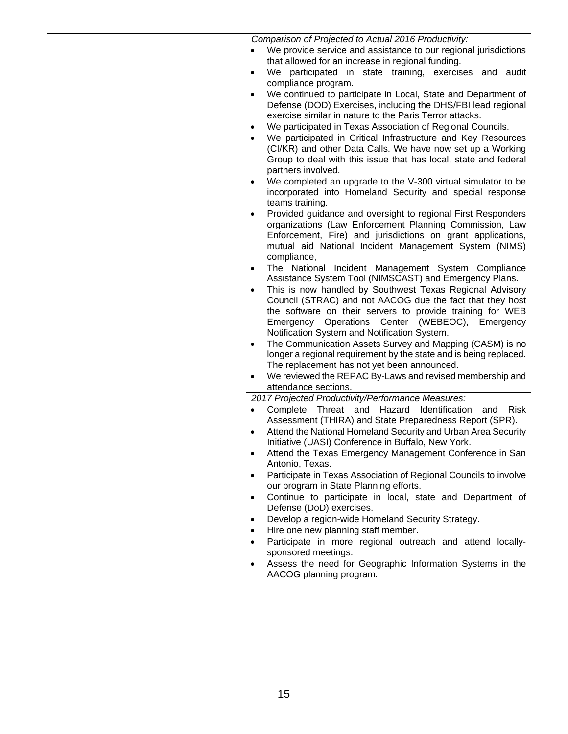| | | *Comparison of Projected to Actual 2016 Productivity:*<br>• We provide service and assistance to our regional jurisdictions that allowed for an increase in regional funding.<br>• We participated in state training, exercises and audit compliance program.<br>• We continued to participate in Local, State and Department of Defense (DOD) Exercises, including the DHS/FBI lead regional exercise similar in nature to the Paris Terror attacks.<br>• We participated in Texas Association of Regional Councils.<br>• We participated in Critical Infrastructure and Key Resources (CI/KR) and other Data Calls. We have now set up a Working Group to deal with this issue that has local, state and federal partners involved.<br>• We completed an upgrade to the V-300 virtual simulator to be incorporated into Homeland Security and special response teams training.<br>• Provided guidance and oversight to regional First Responders organizations (Law Enforcement Planning Commission, Law Enforcement, Fire) and jurisdictions on grant applications, mutual aid National Incident Management System (NIMS) compliance,<br>• The National Incident Management System Compliance Assistance System Tool (NIMSCAST) and Emergency Plans.<br>• This is now handled by Southwest Texas Regional Advisory Council (STRAC) and not AACOG due the fact that they host the software on their servers to provide training for WEB Emergency Operations Center (WEBEOC), Emergency Notification System and Notification System.<br>• The Communication Assets Survey and Mapping (CASM) is no longer a regional requirement by the state and is being replaced. The replacement has not yet been announced.<br>• We reviewed the REPAC By-Laws and revised membership and attendance sections. |
|---|---|---|
| | | *2017 Projected Productivity/Performance Measures:*<br>• Complete Threat and Hazard Identification and Risk Assessment (THIRA) and State Preparedness Report (SPR).<br>• Attend the National Homeland Security and Urban Area Security Initiative (UASI) Conference in Buffalo, New York.<br>• Attend the Texas Emergency Management Conference in San Antonio, Texas.<br>• Participate in Texas Association of Regional Councils to involve our program in State Planning efforts.<br>• Continue to participate in local, state and Department of Defense (DoD) exercises.<br>• Develop a region-wide Homeland Security Strategy.<br>• Hire one new planning staff member.<br>• Participate in more regional outreach and attend locally-sponsored meetings.<br>• Assess the need for Geographic Information Systems in the AACOG planning program. |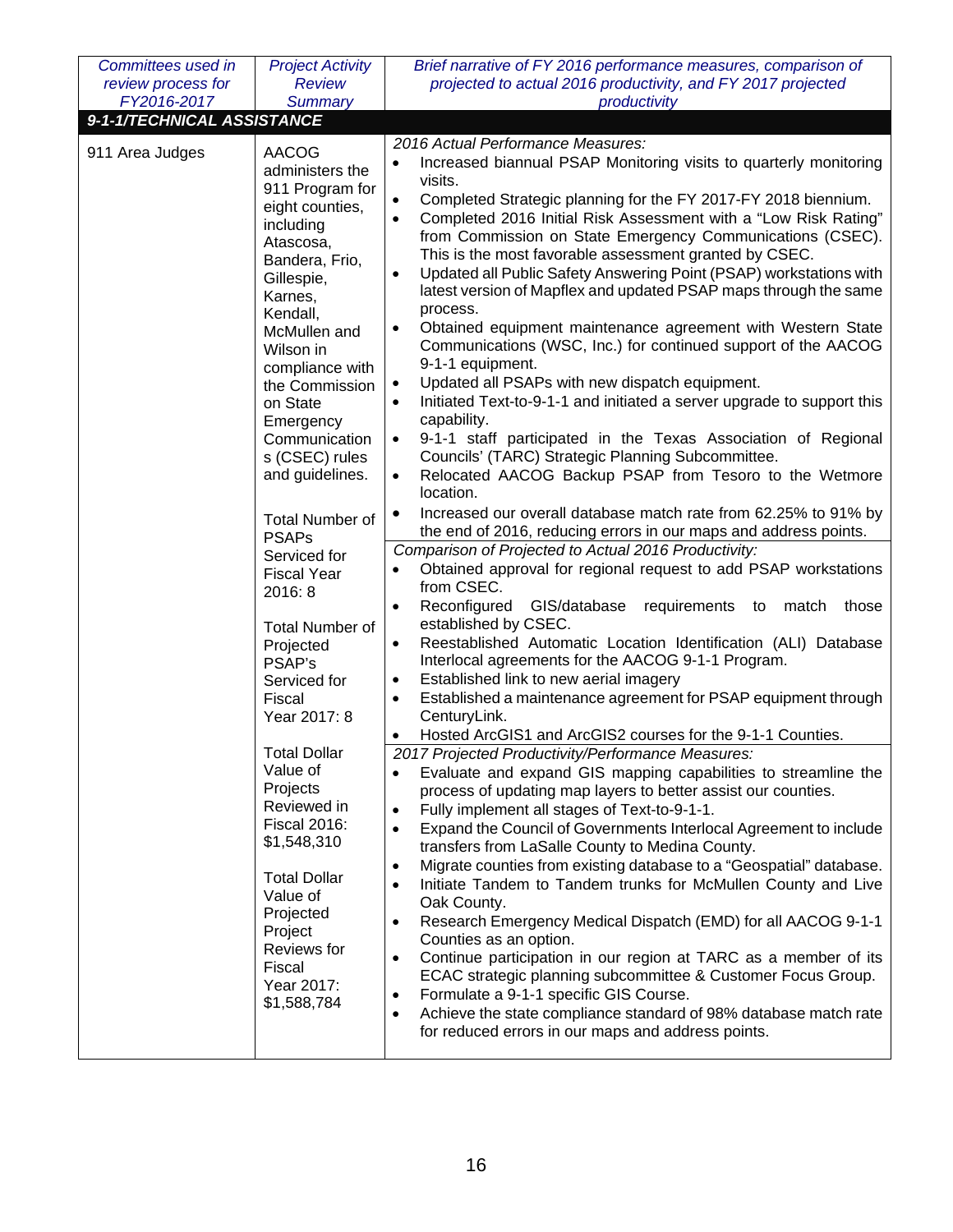| *Committees used in review process for FY2016-2017* | *Project Activity Review Summary* | *Brief narrative of FY 2016 performance measures, comparison of projected to actual 2016 productivity, and FY 2017 projected productivity* |
|---|---|---|
| ***9-1-1/TECHNICAL ASSISTANCE*** | | |
| 911 Area Judges | AACOG administers the 911 Program for eight counties, including Atascosa, Bandera, Frio, Gillespie, Karnes, Kendall, McMullen and Wilson in compliance with the Commission on State Emergency Communications (CSEC) rules and guidelines.<br><br>Total Number of PSAPs Serviced for Fiscal Year 2016: 8<br><br>Total Number of Projected PSAP's Serviced for Fiscal Year 2017: 8<br><br>Total Dollar Value of Projects Reviewed in Fiscal 2016: $1,548,310<br><br>Total Dollar Value of Projected Project Reviews for Fiscal Year 2017: $1,588,784 | *2016 Actual Performance Measures:*<br>• Increased biannual PSAP Monitoring visits to quarterly monitoring visits.<br>• Completed Strategic planning for the FY 2017-FY 2018 biennium.<br>• Completed 2016 Initial Risk Assessment with a "Low Risk Rating" from Commission on State Emergency Communications (CSEC). This is the most favorable assessment granted by CSEC.<br>• Updated all Public Safety Answering Point (PSAP) workstations with latest version of Mapflex and updated PSAP maps through the same process.<br>• Obtained equipment maintenance agreement with Western State Communications (WSC, Inc.) for continued support of the AACOG 9-1-1 equipment.<br>• Updated all PSAPs with new dispatch equipment.<br>• Initiated Text-to-9-1-1 and initiated a server upgrade to support this capability.<br>• 9-1-1 staff participated in the Texas Association of Regional Councils' (TARC) Strategic Planning Subcommittee.<br>• Relocated AACOG Backup PSAP from Tesoro to the Wetmore location.<br>• Increased our overall database match rate from 62.25% to 91% by the end of 2016, reducing errors in our maps and address points.<br><br>*Comparison of Projected to Actual 2016 Productivity:*<br>• Obtained approval for regional request to add PSAP workstations from CSEC.<br>• Reconfigured GIS/database requirements to match those established by CSEC.<br>• Reestablished Automatic Location Identification (ALI) Database Interlocal agreements for the AACOG 9-1-1 Program.<br>• Established link to new aerial imagery<br>• Established a maintenance agreement for PSAP equipment through CenturyLink.<br>• Hosted ArcGIS1 and ArcGIS2 courses for the 9-1-1 Counties.<br><br>*2017 Projected Productivity/Performance Measures:*<br>• Evaluate and expand GIS mapping capabilities to streamline the process of updating map layers to better assist our counties.<br>• Fully implement all stages of Text-to-9-1-1.<br>• Expand the Council of Governments Interlocal Agreement to include transfers from LaSalle County to Medina County.<br>• Migrate counties from existing database to a "Geospatial" database.<br>• Initiate Tandem to Tandem trunks for McMullen County and Live Oak County.<br>• Research Emergency Medical Dispatch (EMD) for all AACOG 9-1-1 Counties as an option.<br>• Continue participation in our region at TARC as a member of its ECAC strategic planning subcommittee & Customer Focus Group.<br>• Formulate a 9-1-1 specific GIS Course.<br>• Achieve the state compliance standard of 98% database match rate for reduced errors in our maps and address points. |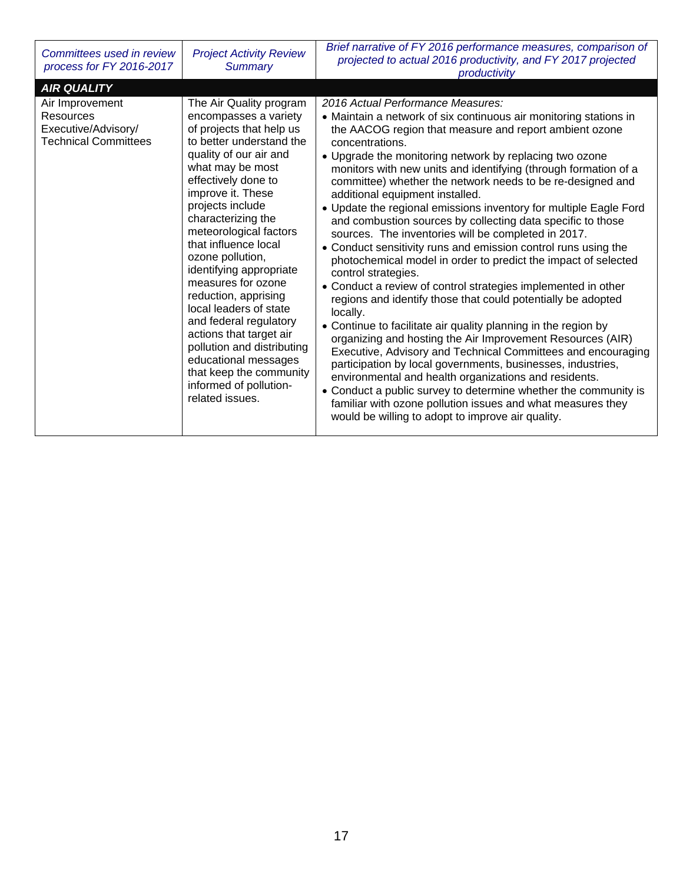| *Committees used in review process for FY 2016-2017* | *Project Activity Review Summary* | *Brief narrative of FY 2016 performance measures, comparison of projected to actual 2016 productivity, and FY 2017 projected productivity* |
|---|---|---|
| ***AIR QUALITY*** | | |
| Air Improvement Resources Executive/Advisory/ Technical Committees | The Air Quality program encompasses a variety of projects that help us to better understand the quality of our air and what may be most effectively done to improve it. These projects include characterizing the meteorological factors that influence local ozone pollution, identifying appropriate measures for ozone reduction, apprising local leaders of state and federal regulatory actions that target air pollution and distributing educational messages that keep the community informed of pollution-related issues. | *2016 Actual Performance Measures:*<br>• Maintain a network of six continuous air monitoring stations in the AACOG region that measure and report ambient ozone concentrations.<br>• Upgrade the monitoring network by replacing two ozone monitors with new units and identifying (through formation of a committee) whether the network needs to be re-designed and additional equipment installed.<br>• Update the regional emissions inventory for multiple Eagle Ford and combustion sources by collecting data specific to those sources. The inventories will be completed in 2017.<br>• Conduct sensitivity runs and emission control runs using the photochemical model in order to predict the impact of selected control strategies.<br>• Conduct a review of control strategies implemented in other regions and identify those that could potentially be adopted locally.<br>• Continue to facilitate air quality planning in the region by organizing and hosting the Air Improvement Resources (AIR) Executive, Advisory and Technical Committees and encouraging participation by local governments, businesses, industries, environmental and health organizations and residents.<br>• Conduct a public survey to determine whether the community is familiar with ozone pollution issues and what measures they would be willing to adopt to improve air quality. |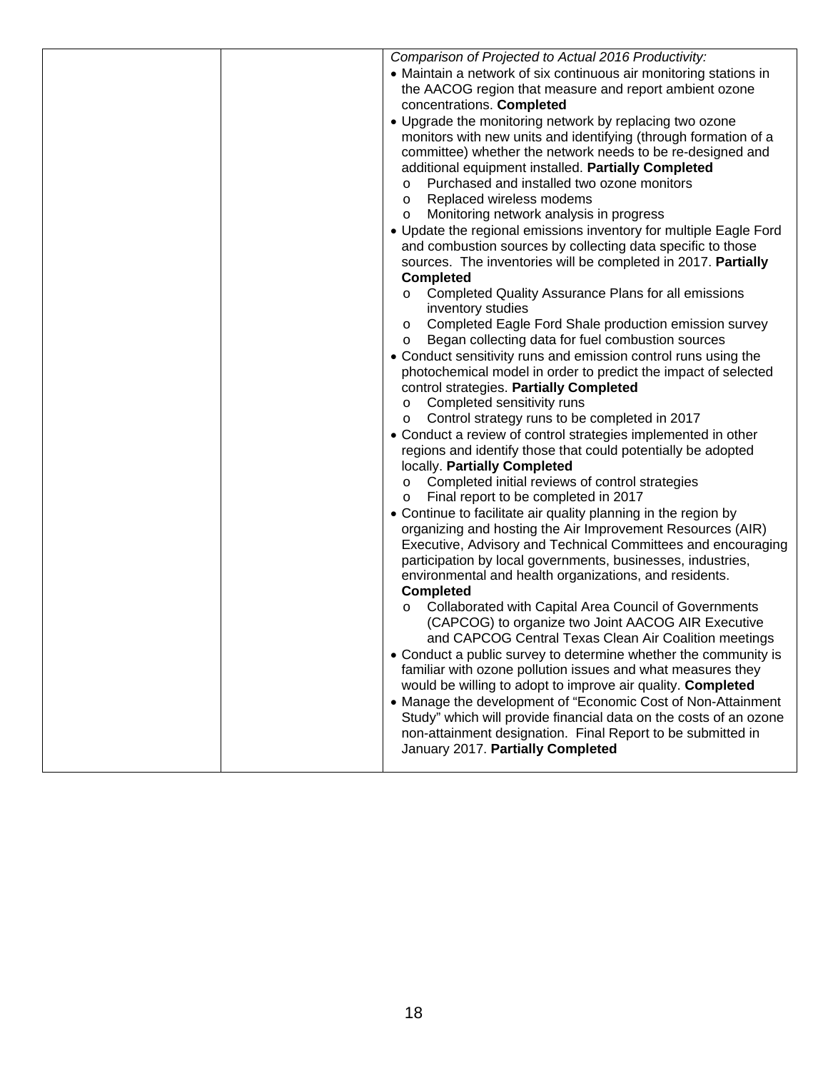| | | *Comparison of Projected to Actual 2016 Productivity:*<br>• Maintain a network of six continuous air monitoring stations in the AACOG region that measure and report ambient ozone concentrations. **Completed**<br>• Upgrade the monitoring network by replacing two ozone monitors with new units and identifying (through formation of a committee) whether the network needs to be re-designed and additional equipment installed. **Partially Completed**<br>o Purchased and installed two ozone monitors<br>o Replaced wireless modems<br>o Monitoring network analysis in progress<br>• Update the regional emissions inventory for multiple Eagle Ford and combustion sources by collecting data specific to those sources. The inventories will be completed in 2017. **Partially Completed**<br>o Completed Quality Assurance Plans for all emissions inventory studies<br>o Completed Eagle Ford Shale production emission survey<br>o Began collecting data for fuel combustion sources<br>• Conduct sensitivity runs and emission control runs using the photochemical model in order to predict the impact of selected control strategies. **Partially Completed**<br>o Completed sensitivity runs<br>o Control strategy runs to be completed in 2017<br>• Conduct a review of control strategies implemented in other regions and identify those that could potentially be adopted locally. **Partially Completed**<br>o Completed initial reviews of control strategies<br>o Final report to be completed in 2017<br>• Continue to facilitate air quality planning in the region by organizing and hosting the Air Improvement Resources (AIR) Executive, Advisory and Technical Committees and encouraging participation by local governments, businesses, industries, environmental and health organizations, and residents. **Completed**<br>o Collaborated with Capital Area Council of Governments (CAPCOG) to organize two Joint AACOG AIR Executive and CAPCOG Central Texas Clean Air Coalition meetings<br>• Conduct a public survey to determine whether the community is familiar with ozone pollution issues and what measures they would be willing to adopt to improve air quality. **Completed**<br>• Manage the development of "Economic Cost of Non-Attainment Study" which will provide financial data on the costs of an ozone non-attainment designation. Final Report to be submitted in January 2017. **Partially Completed** |
|---|---|---|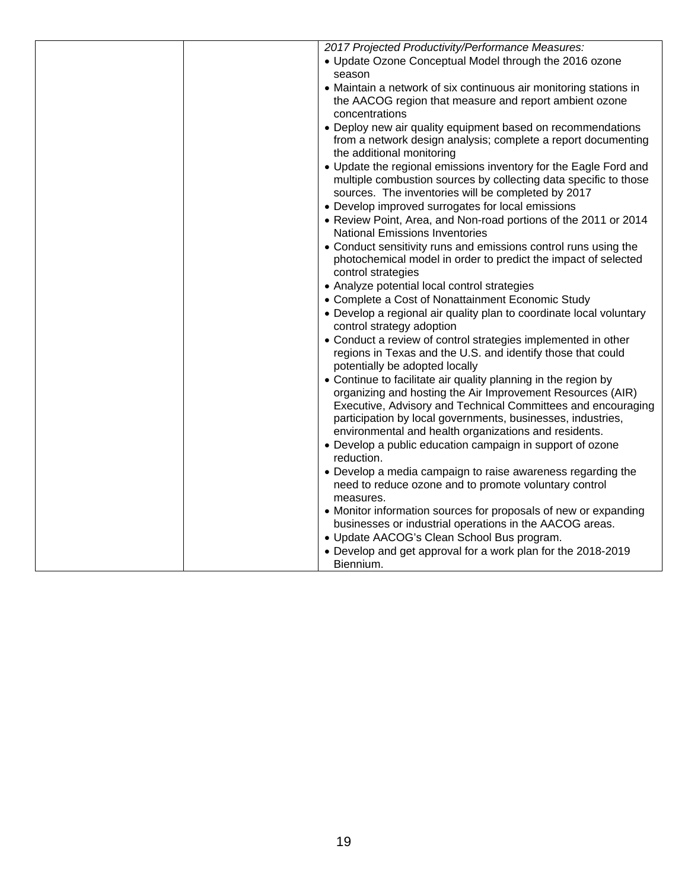| | | *2017 Projected Productivity/Performance Measures:*<br>• Update Ozone Conceptual Model through the 2016 ozone season<br>• Maintain a network of six continuous air monitoring stations in the AACOG region that measure and report ambient ozone concentrations<br>• Deploy new air quality equipment based on recommendations from a network design analysis; complete a report documenting the additional monitoring<br>• Update the regional emissions inventory for the Eagle Ford and multiple combustion sources by collecting data specific to those sources. The inventories will be completed by 2017<br>• Develop improved surrogates for local emissions<br>• Review Point, Area, and Non-road portions of the 2011 or 2014 National Emissions Inventories<br>• Conduct sensitivity runs and emissions control runs using the photochemical model in order to predict the impact of selected control strategies<br>• Analyze potential local control strategies<br>• Complete a Cost of Nonattainment Economic Study<br>• Develop a regional air quality plan to coordinate local voluntary control strategy adoption<br>• Conduct a review of control strategies implemented in other regions in Texas and the U.S. and identify those that could potentially be adopted locally<br>• Continue to facilitate air quality planning in the region by organizing and hosting the Air Improvement Resources (AIR) Executive, Advisory and Technical Committees and encouraging participation by local governments, businesses, industries, environmental and health organizations and residents.<br>• Develop a public education campaign in support of ozone reduction.<br>• Develop a media campaign to raise awareness regarding the need to reduce ozone and to promote voluntary control measures.<br>• Monitor information sources for proposals of new or expanding businesses or industrial operations in the AACOG areas.<br>• Update AACOG's Clean School Bus program.<br>• Develop and get approval for a work plan for the 2018-2019 Biennium. |
|---|---|---|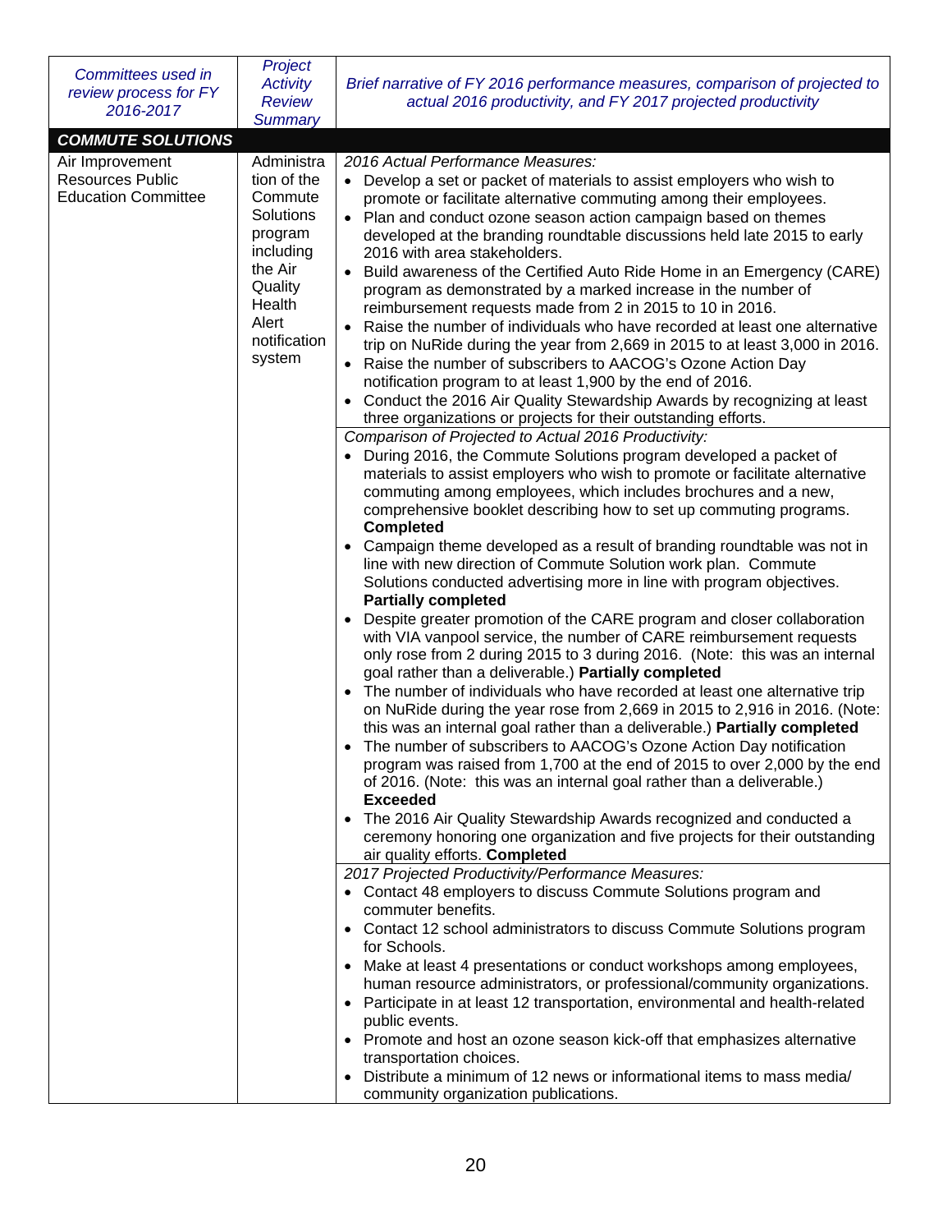| *Committees used in review process for FY 2016-2017* | *Project Activity Review Summary* | *Brief narrative of FY 2016 performance measures, comparison of projected to actual 2016 productivity, and FY 2017 projected productivity* |
|---|---|---|
| ***COMMUTE SOLUTIONS*** | | |
| Air Improvement Resources Public Education Committee | Administration of the Commute Solutions program including the Air Quality Health Alert notification system | *2016 Actual Performance Measures:*<br>• Develop a set or packet of materials to assist employers who wish to promote or facilitate alternative commuting among their employees.<br>• Plan and conduct ozone season action campaign based on themes developed at the branding roundtable discussions held late 2015 to early 2016 with area stakeholders.<br>• Build awareness of the Certified Auto Ride Home in an Emergency (CARE) program as demonstrated by a marked increase in the number of reimbursement requests made from 2 in 2015 to 10 in 2016.<br>• Raise the number of individuals who have recorded at least one alternative trip on NuRide during the year from 2,669 in 2015 to at least 3,000 in 2016.<br>• Raise the number of subscribers to AACOG's Ozone Action Day notification program to at least 1,900 by the end of 2016.<br>• Conduct the 2016 Air Quality Stewardship Awards by recognizing at least three organizations or projects for their outstanding efforts. |
| | | *Comparison of Projected to Actual 2016 Productivity:*<br>• During 2016, the Commute Solutions program developed a packet of materials to assist employers who wish to promote or facilitate alternative commuting among employees, which includes brochures and a new, comprehensive booklet describing how to set up commuting programs. **Completed**<br>• Campaign theme developed as a result of branding roundtable was not in line with new direction of Commute Solution work plan. Commute Solutions conducted advertising more in line with program objectives. **Partially completed**<br>• Despite greater promotion of the CARE program and closer collaboration with VIA vanpool service, the number of CARE reimbursement requests only rose from 2 during 2015 to 3 during 2016. (Note: this was an internal goal rather than a deliverable.) **Partially completed**<br>• The number of individuals who have recorded at least one alternative trip on NuRide during the year rose from 2,669 in 2015 to 2,916 in 2016. (Note: this was an internal goal rather than a deliverable.) **Partially completed**<br>• The number of subscribers to AACOG's Ozone Action Day notification program was raised from 1,700 at the end of 2015 to over 2,000 by the end of 2016. (Note: this was an internal goal rather than a deliverable.) **Exceeded**<br>• The 2016 Air Quality Stewardship Awards recognized and conducted a ceremony honoring one organization and five projects for their outstanding air quality efforts. **Completed** |
| | | *2017 Projected Productivity/Performance Measures:*<br>• Contact 48 employers to discuss Commute Solutions program and commuter benefits.<br>• Contact 12 school administrators to discuss Commute Solutions program for Schools.<br>• Make at least 4 presentations or conduct workshops among employees, human resource administrators, or professional/community organizations.<br>• Participate in at least 12 transportation, environmental and health-related public events.<br>• Promote and host an ozone season kick-off that emphasizes alternative transportation choices.<br>• Distribute a minimum of 12 news or informational items to mass media/ community organization publications. |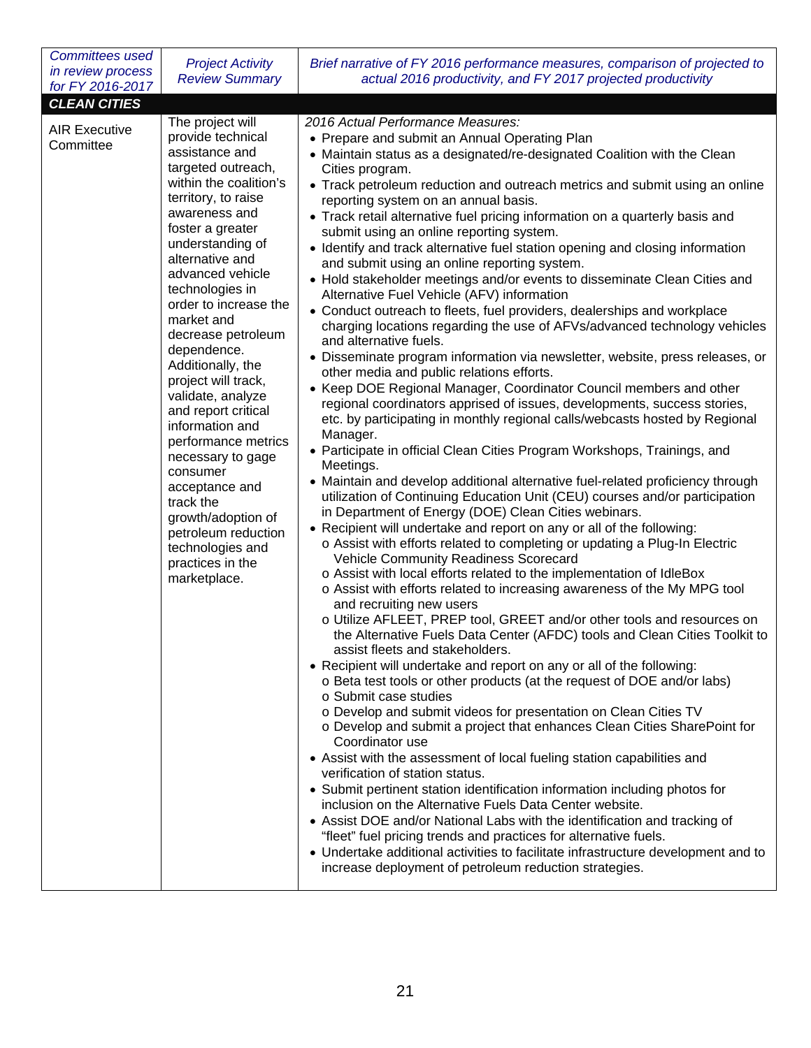| *Committees used in review process for FY 2016-2017* | *Project Activity Review Summary* | *Brief narrative of FY 2016 performance measures, comparison of projected to actual 2016 productivity, and FY 2017 projected productivity* |
|---|---|---|
| ***CLEAN CITIES*** | | |
| AIR Executive Committee | The project will provide technical assistance and targeted outreach, within the coalition's territory, to raise awareness and foster a greater understanding of alternative and advanced vehicle technologies in order to increase the market and decrease petroleum dependence. Additionally, the project will track, validate, analyze and report critical information and performance metrics necessary to gage consumer acceptance and track the growth/adoption of petroleum reduction technologies and practices in the marketplace. | *2016 Actual Performance Measures:*<br>• Prepare and submit an Annual Operating Plan<br>• Maintain status as a designated/re-designated Coalition with the Clean Cities program.<br>• Track petroleum reduction and outreach metrics and submit using an online reporting system on an annual basis.<br>• Track retail alternative fuel pricing information on a quarterly basis and submit using an online reporting system.<br>• Identify and track alternative fuel station opening and closing information and submit using an online reporting system.<br>• Hold stakeholder meetings and/or events to disseminate Clean Cities and Alternative Fuel Vehicle (AFV) information<br>• Conduct outreach to fleets, fuel providers, dealerships and workplace charging locations regarding the use of AFVs/advanced technology vehicles and alternative fuels.<br>• Disseminate program information via newsletter, website, press releases, or other media and public relations efforts.<br>• Keep DOE Regional Manager, Coordinator Council members and other regional coordinators apprised of issues, developments, success stories, etc. by participating in monthly regional calls/webcasts hosted by Regional Manager.<br>• Participate in official Clean Cities Program Workshops, Trainings, and Meetings.<br>• Maintain and develop additional alternative fuel-related proficiency through utilization of Continuing Education Unit (CEU) courses and/or participation in Department of Energy (DOE) Clean Cities webinars.<br>• Recipient will undertake and report on any or all of the following:<br>  o Assist with efforts related to completing or updating a Plug-In Electric Vehicle Community Readiness Scorecard<br>  o Assist with local efforts related to the implementation of IdleBox<br>  o Assist with efforts related to increasing awareness of the My MPG tool and recruiting new users<br>  o Utilize AFLEET, PREP tool, GREET and/or other tools and resources on the Alternative Fuels Data Center (AFDC) tools and Clean Cities Toolkit to assist fleets and stakeholders.<br>• Recipient will undertake and report on any or all of the following:<br>  o Beta test tools or other products (at the request of DOE and/or labs)<br>  o Submit case studies<br>  o Develop and submit videos for presentation on Clean Cities TV<br>  o Develop and submit a project that enhances Clean Cities SharePoint for Coordinator use<br>• Assist with the assessment of local fueling station capabilities and verification of station status.<br>• Submit pertinent station identification information including photos for inclusion on the Alternative Fuels Data Center website.<br>• Assist DOE and/or National Labs with the identification and tracking of "fleet" fuel pricing trends and practices for alternative fuels.<br>• Undertake additional activities to facilitate infrastructure development and to increase deployment of petroleum reduction strategies. |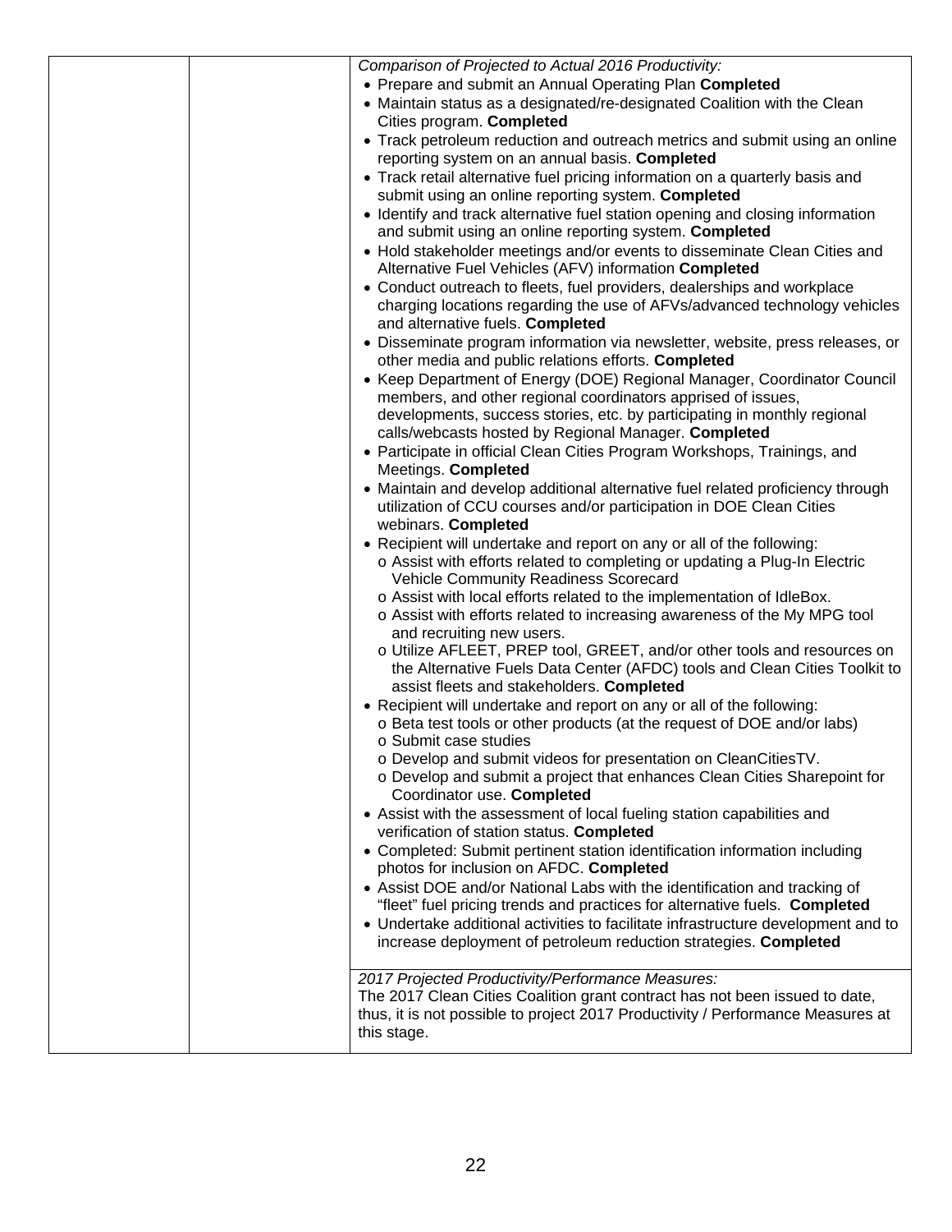| | | *Comparison of Projected to Actual 2016 Productivity:*<br>• Prepare and submit an Annual Operating Plan **Completed**<br>• Maintain status as a designated/re-designated Coalition with the Clean Cities program. **Completed**<br>• Track petroleum reduction and outreach metrics and submit using an online reporting system on an annual basis. **Completed**<br>• Track retail alternative fuel pricing information on a quarterly basis and submit using an online reporting system. **Completed**<br>• Identify and track alternative fuel station opening and closing information and submit using an online reporting system. **Completed**<br>• Hold stakeholder meetings and/or events to disseminate Clean Cities and Alternative Fuel Vehicles (AFV) information **Completed**<br>• Conduct outreach to fleets, fuel providers, dealerships and workplace charging locations regarding the use of AFVs/advanced technology vehicles and alternative fuels. **Completed**<br>• Disseminate program information via newsletter, website, press releases, or other media and public relations efforts. **Completed**<br>• Keep Department of Energy (DOE) Regional Manager, Coordinator Council members, and other regional coordinators apprised of issues, developments, success stories, etc. by participating in monthly regional calls/webcasts hosted by Regional Manager. **Completed**<br>• Participate in official Clean Cities Program Workshops, Trainings, and Meetings. **Completed**<br>• Maintain and develop additional alternative fuel related proficiency through utilization of CCU courses and/or participation in DOE Clean Cities webinars. **Completed**<br>• Recipient will undertake and report on any or all of the following:<br>  o Assist with efforts related to completing or updating a Plug-In Electric Vehicle Community Readiness Scorecard<br>  o Assist with local efforts related to the implementation of IdleBox.<br>  o Assist with efforts related to increasing awareness of the My MPG tool and recruiting new users.<br>  o Utilize AFLEET, PREP tool, GREET, and/or other tools and resources on the Alternative Fuels Data Center (AFDC) tools and Clean Cities Toolkit to assist fleets and stakeholders. **Completed**<br>• Recipient will undertake and report on any or all of the following:<br>  o Beta test tools or other products (at the request of DOE and/or labs)<br>  o Submit case studies<br>  o Develop and submit videos for presentation on CleanCitiesTV.<br>  o Develop and submit a project that enhances Clean Cities Sharepoint for Coordinator use. **Completed**<br>• Assist with the assessment of local fueling station capabilities and verification of station status. **Completed**<br>• Completed: Submit pertinent station identification information including photos for inclusion on AFDC. **Completed**<br>• Assist DOE and/or National Labs with the identification and tracking of "fleet" fuel pricing trends and practices for alternative fuels. **Completed**<br>• Undertake additional activities to facilitate infrastructure development and to increase deployment of petroleum reduction strategies. **Completed** |
|---|---|---|
| | | *2017 Projected Productivity/Performance Measures:*<br>The 2017 Clean Cities Coalition grant contract has not been issued to date, thus, it is not possible to project 2017 Productivity / Performance Measures at this stage. |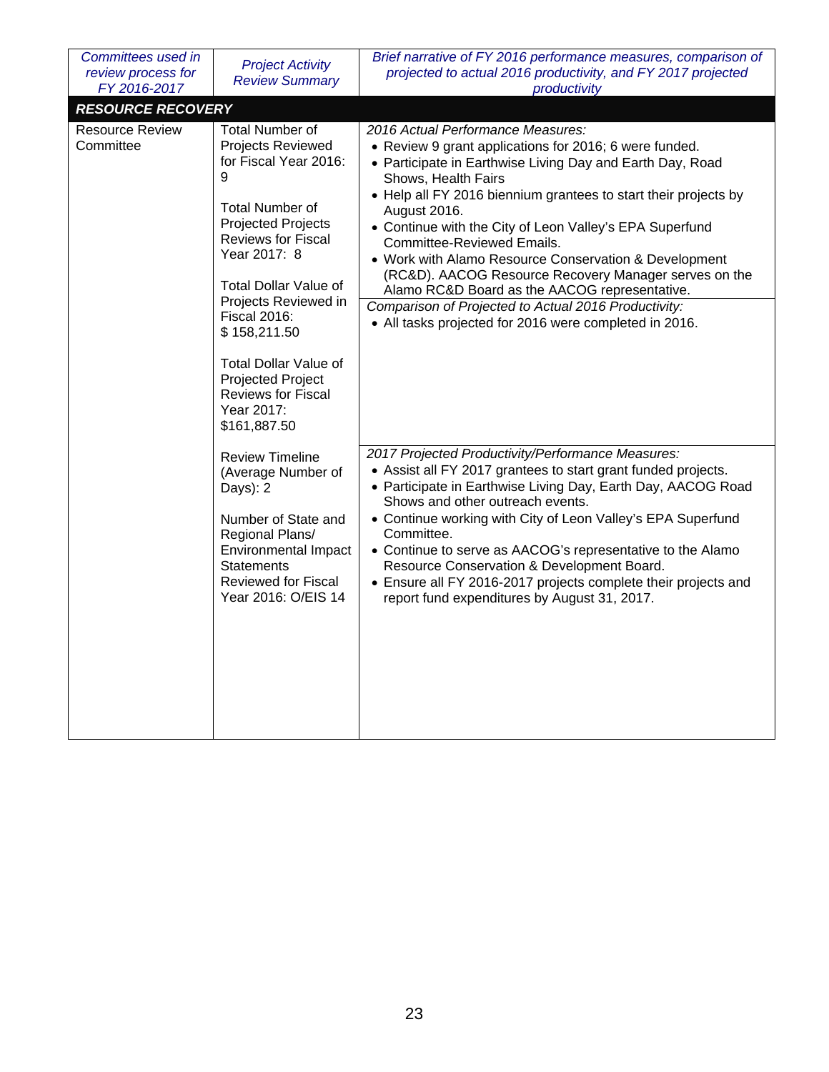| *Committees used in review process for FY 2016-2017* | *Project Activity Review Summary* | *Brief narrative of FY 2016 performance measures, comparison of projected to actual 2016 productivity, and FY 2017 projected productivity* |
|---|---|---|
| ***RESOURCE RECOVERY*** | | |
| Resource Review Committee | Total Number of Projects Reviewed for Fiscal Year 2016: 9<br><br>Total Number of Projected Projects Reviews for Fiscal Year 2017: 8<br><br>Total Dollar Value of Projects Reviewed in Fiscal 2016: $ 158,211.50<br><br>Total Dollar Value of Projected Project Reviews for Fiscal Year 2017: $161,887.50<br><br>Review Timeline (Average Number of Days): 2<br><br>Number of State and Regional Plans/ Environmental Impact Statements Reviewed for Fiscal Year 2016: O/EIS 14 | *2016 Actual Performance Measures:*<br>• Review 9 grant applications for 2016; 6 were funded.<br>• Participate in Earthwise Living Day and Earth Day, Road Shows, Health Fairs<br>• Help all FY 2016 biennium grantees to start their projects by August 2016.<br>• Continue with the City of Leon Valley's EPA Superfund Committee-Reviewed Emails.<br>• Work with Alamo Resource Conservation & Development (RC&D). AACOG Resource Recovery Manager serves on the Alamo RC&D Board as the AACOG representative.<br><br>*Comparison of Projected to Actual 2016 Productivity:*<br>• All tasks projected for 2016 were completed in 2016.<br><br>*2017 Projected Productivity/Performance Measures:*<br>• Assist all FY 2017 grantees to start grant funded projects.<br>• Participate in Earthwise Living Day, Earth Day, AACOG Road Shows and other outreach events.<br>• Continue working with City of Leon Valley's EPA Superfund Committee.<br>• Continue to serve as AACOG's representative to the Alamo Resource Conservation & Development Board.<br>• Ensure all FY 2016-2017 projects complete their projects and report fund expenditures by August 31, 2017. |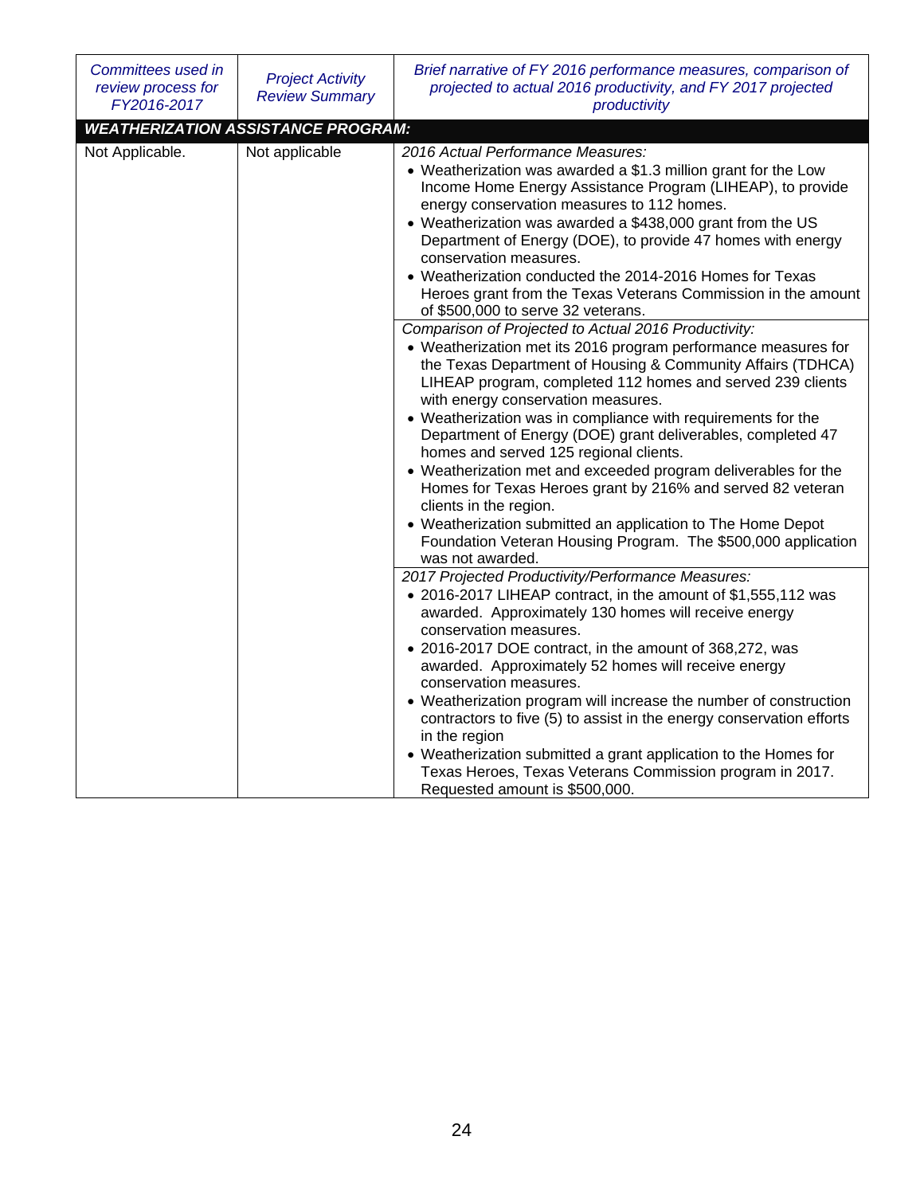| *Committees used in review process for FY2016-2017* | *Project Activity Review Summary* | *Brief narrative of FY 2016 performance measures, comparison of projected to actual 2016 productivity, and FY 2017 projected productivity* |
|---|---|---|
| ***WEATHERIZATION ASSISTANCE PROGRAM:*** | | |
| Not Applicable. | Not applicable | *2016 Actual Performance Measures:*<br>• Weatherization was awarded a $1.3 million grant for the Low Income Home Energy Assistance Program (LIHEAP), to provide energy conservation measures to 112 homes.<br>• Weatherization was awarded a $438,000 grant from the US Department of Energy (DOE), to provide 47 homes with energy conservation measures.<br>• Weatherization conducted the 2014-2016 Homes for Texas Heroes grant from the Texas Veterans Commission in the amount of $500,000 to serve 32 veterans. |
| | | *Comparison of Projected to Actual 2016 Productivity:*<br>• Weatherization met its 2016 program performance measures for the Texas Department of Housing & Community Affairs (TDHCA) LIHEAP program, completed 112 homes and served 239 clients with energy conservation measures.<br>• Weatherization was in compliance with requirements for the Department of Energy (DOE) grant deliverables, completed 47 homes and served 125 regional clients.<br>• Weatherization met and exceeded program deliverables for the Homes for Texas Heroes grant by 216% and served 82 veteran clients in the region.<br>• Weatherization submitted an application to The Home Depot Foundation Veteran Housing Program. The $500,000 application was not awarded. |
| | | *2017 Projected Productivity/Performance Measures:*<br>• 2016-2017 LIHEAP contract, in the amount of $1,555,112 was awarded. Approximately 130 homes will receive energy conservation measures.<br>• 2016-2017 DOE contract, in the amount of 368,272, was awarded. Approximately 52 homes will receive energy conservation measures.<br>• Weatherization program will increase the number of construction contractors to five (5) to assist in the energy conservation efforts in the region<br>• Weatherization submitted a grant application to the Homes for Texas Heroes, Texas Veterans Commission program in 2017. Requested amount is $500,000. |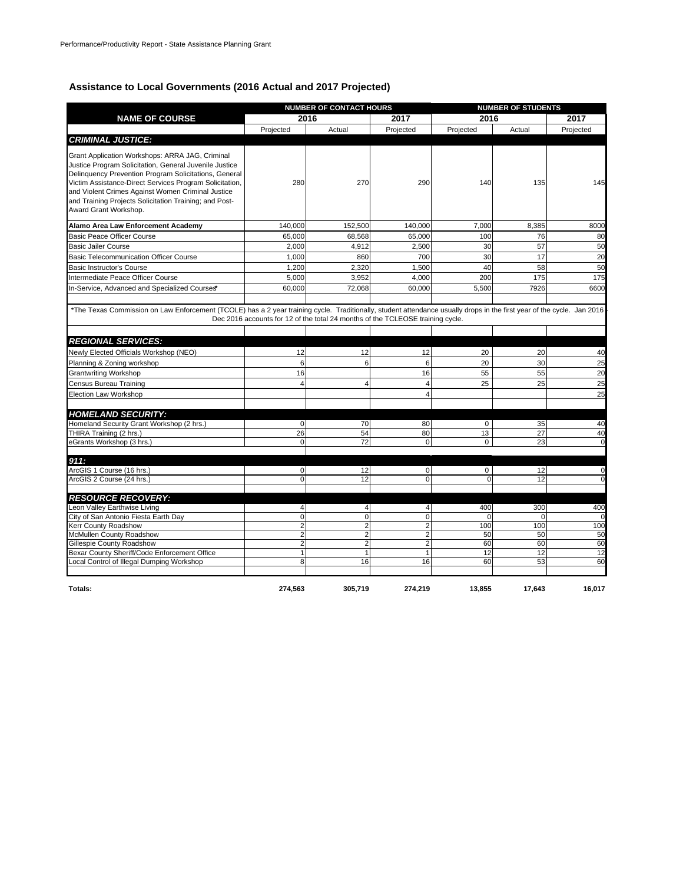Performance/Productivity Report - State Assistance Planning Grant

## Assistance to Local Governments (2016 Actual and 2017 Projected)

| NAME OF COURSE | NUMBER OF CONTACT HOURS | | | NUMBER OF STUDENTS | | |
|---|---|---|---|---|---|---|
| | 2016 | | 2017 | 2016 | | 2017 |
| | Projected | Actual | Projected | Projected | Actual | Projected |
| ***CRIMINAL JUSTICE:*** | | | | | | |
| Grant Application Workshops: ARRA JAG, Criminal Justice Program Solicitation, General Juvenile Justice Delinquency Prevention Program Solicitations, General Victim Assistance-Direct Services Program Solicitation, and Violent Crimes Against Women Criminal Justice and Training Projects Solicitation Training; and Post-Award Grant Workshop. | 280 | 270 | 290 | 140 | 135 | 145 |
| **Alamo Area Law Enforcement Academy** | 140,000 | 152,500 | 140,000 | 7,000 | 8,385 | 8000 |
| Basic Peace Officer Course | 65,000 | 68,568 | 65,000 | 100 | 76 | 80 |
| Basic Jailer Course | 2,000 | 4,912 | 2,500 | 30 | 57 | 50 |
| Basic Telecommunication Officer Course | 1,000 | 860 | 700 | 30 | 17 | 20 |
| Basic Instructor's Course | 1,200 | 2,320 | 1,500 | 40 | 58 | 50 |
| Intermediate Peace Officer Course | 5,000 | 3,952 | 4,000 | 200 | 175 | 175 |
| In-Service, Advanced and Specialized Courses* | 60,000 | 72,068 | 60,000 | 5,500 | 7926 | 6600 |
| *The Texas Commission on Law Enforcement (TCOLE) has a 2 year training cycle. Traditionally, student attendance usually drops in the first year of the cycle. Jan 2016 - Dec 2016 accounts for 12 of the total 24 months of the TCLEOSE training cycle. | | | | | | |
| ***REGIONAL SERVICES:*** | | | | | | |
| Newly Elected Officials Workshop (NEO) | 12 | 12 | 12 | 20 | 20 | 40 |
| Planning & Zoning workshop | 6 | 6 | 6 | 20 | 30 | 25 |
| Grantwriting Workshop | 16 | | 16 | 55 | 55 | 20 |
| Census Bureau Training | 4 | 4 | 4 | 25 | 25 | 25 |
| Election Law Workshop | | | 4 | | | 25 |
| ***HOMELAND SECURITY:*** | | | | | | |
| Homeland Security Grant Workshop (2 hrs.) | 0 | 70 | 80 | 0 | 35 | 40 |
| THIRA Training (2 hrs.) | 26 | 54 | 80 | 13 | 27 | 40 |
| eGrants Workshop (3 hrs.) | 0 | 72 | 0 | 0 | 23 | 0 |
| ***911:*** | | | | | | |
| ArcGIS 1 Course (16 hrs.) | 0 | 12 | 0 | 0 | 12 | 0 |
| ArcGIS 2 Course (24 hrs.) | 0 | 12 | 0 | 0 | 12 | 0 |
| ***RESOURCE RECOVERY:*** | | | | | | |
| Leon Valley Earthwise Living | 4 | 4 | 4 | 400 | 300 | 400 |
| City of San Antonio Fiesta Earth Day | 0 | 0 | 0 | 0 | 0 | 0 |
| Kerr County Roadshow | 2 | 2 | 2 | 100 | 100 | 100 |
| McMullen County Roadshow | 2 | 2 | 2 | 50 | 50 | 50 |
| Gillespie County Roadshow | 2 | 2 | 2 | 60 | 60 | 60 |
| Bexar County Sheriff/Code Enforcement Office | 1 | 1 | 1 | 12 | 12 | 12 |
| Local Control of Illegal Dumping Workshop | 8 | 16 | 16 | 60 | 53 | 60 |
| **Totals:** | **274,563** | **305,719** | **274,219** | **13,855** | **17,643** | **16,017** |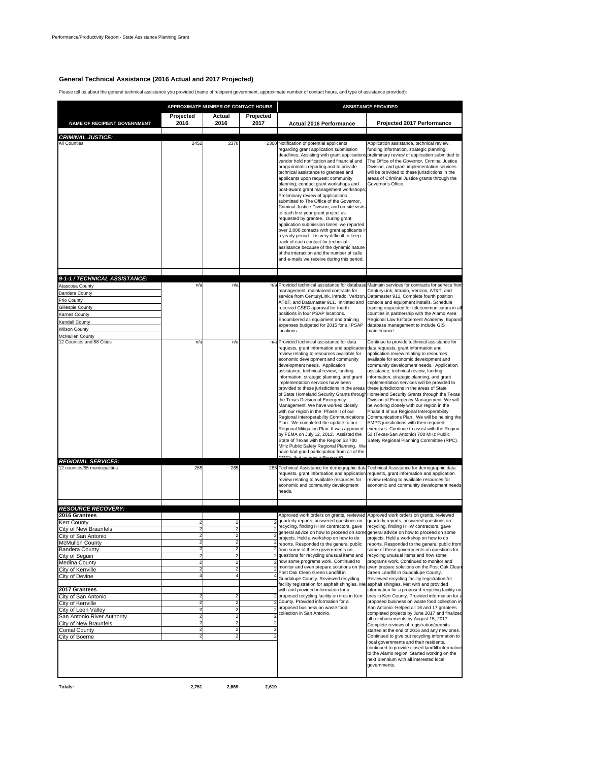## General Technical Assistance (2016 Actual and 2017 Projected)

Please tell us about the general technical assistance you provided (name of recipient government, approximate number of contact hours, and type of assistance provided):

| NAME OF RECIPIENT GOVERNMENT | APPROXIMATE NUMBER OF CONTACT HOURS | | | ASSISTANCE PROVIDED | |
|---|---|---|---|---|---|
| | Projected 2016 | Actual 2016 | Projected 2017 | Actual 2016 Performance | Projected 2017 Performance |
| ***CRIMINAL JUSTICE:*** | | | | | |
| All Counties | 2452 | 2370 | 2300 | Notification of potential applicants regarding grant application submission deadlines; Assisting with grant applications, vendor hold notification and financial and programmatic reporting and to provide technical assistance to grantees and applicants upon request; community planning; conduct grant workshops and post-award grant management workshops; Preliminary review of applications submitted to The Office of the Governor, Criminal Justice Division; and on-site visits to each first year grant project as requested by grantee. During grant application submission times, we reported over 2,000 contacts with grant applicants in a yearly period. It is very difficult to keep track of each contact for technical assistance because of the dynamic nature of the interaction and the number of calls and e-mails we receive during this period. | Application assistance, technical review, funding information, strategic planning, preliminary review of application submitted to The Office of the Governor, Criminal Justice Division, and grant implementation services will be provided to these jurisdictions in the areas of Criminal Justice grants through the Governor's Office. |
| ***9-1-1 / TECHNICAL ASSISTANCE:*** | | | | | |
| Atascosa County, Bandera County, Frio County, Gillespie County, Karnes County, Kendall County, Wilson County, McMullen County | n/a | n/a | n/a | Provided technical assistance for database management, maintained contracts for service from CenturyLink, Intrado, Verizon, AT&T, and Datamaster 911. Initiated and received CSEC approval for fourth positions in four PSAP locations. Encumbered all equipment and training expenses budgeted for 2015 for all PSAP locations. | Maintain services for contracts for service from CenturyLink, Intrado, Verizon, AT&T, and Datamaster 911. Complete fourth position console and equipment installs. Schedule training requested for telecommunicators in all counties in partnership with the Alamo Area Regional Law Enforcement Academy. Expand database management to include GIS maintenance. |
| 12 Counties and 58 Cities | n/a | n/a | n/a | Provided technical assistance for data requests, grant information and application review relating to resources available for economic development and community development needs. Application assistance, technical review, funding information, strategic planning, and grant implementation services have been provided to these jurisdictions in the areas of State Homeland Security Grants through the Texas Division of Emergency Management. We have worked closely with our region in the Phase II of our Regional Interoperability Communications Plan. We completed the update to our Regional Mitigation Plan. It was approved by FEMA on July 12, 2012. Assisted the State of Texas with the Region 53 700 MHz Public Safety Regional Planning. We have had good participation from all of the COG's that comprise Region 53 | Continue to provide technical assistance for data requests, grant information and application review relating to resources available for economic and community development needs. Application assistance, technical review, funding information, strategic planning, and grant implementation services will be provided to these jurisdictions in the areas of State Homeland Security Grants through the Texas Division of Emergency Management. We will be working closely with our region in the Phase II of our Regional Interoperability Communications Plan. We will be helping the EMPG jurisdictions with their required exercises. Continue to assist with the Region 53 (Texas-San Antonio) 700 MHz Public Safety Regional Planning Committee (RPC). |
| ***REGIONAL SERVICES:*** | | | | | |
| 12 counties/55 municipalities | 265 | 265 | 285 | Technical Assistance for demographic data requests, grant information and application review relating to available resources for economic and community development needs. | Technical Assistance for demographic data requests, grant information and application review relating to available resources for economic and community development needs |
| ***RESOURCE RECOVERY:*** | | | | Approved work orders on grants, reviewed quarterly reports, answered questions on recycling, finding HHW contractors, gave general advice on how to proceed on some projects. Held a workshop on how to do reports. Responded to the general public from some of these governments on questions for recycling unusual items and how some programs work. Continued to monitor and even prepare solutions on the Post Oak Clean Green Landfill in Guadalupe County. Reviewed recycling facility registration for asphalt shingles. Met with and provided information for a proposed recycling facility on tires in Kerr County. Provided information for a proposed business on waste food collection in San Antonio. | Approved work orders on grants, reviewed quarterly reports, answered questions on recycling, finding HHW contractors, gave general advice on how to proceed on some projects. Held a workshop on how to do projects. Responded to the general public from some of these governments on questions for recycling unusual items and how some programs work. Continued to monitor and even prepare solutions on the Post Oak Clean Green Landfill in Guadalupe County. Reviewed recycling facility registration for asphalt shingles. Met with and provided information for a proposed recycling facility on tires in Kerr County. Provided information for a proposed business on waste food collection in San Antonio. Helped all 16 and 17 grantees completed projects by June 2017 and finalized all reimbursements by August 15, 2017. Complete reviews of registration/permits started at the end of 2016 and any new ones. Continued to give out recycling information to local governments and their residents, continued to provide closed landfill information to the Alamo region. Started working on the next Biennium with all interested local governments. |
| **2016 Grantees** | | | | | |
| Kerr County | 2 | 2 | 2 | | |
| City of New Braunfels | 2 | 2 | 2 | | |
| City of San Antonio | 2 | 2 | 2 | | |
| McMullen County | 2 | 2 | 2 | | |
| Bandera County | 2 | 2 | 2 | | |
| City of Seguin | 2 | 2 | 2 | | |
| Medina County | 2 | 2 | 2 | | |
| City of Kerrville | 2 | 2 | 2 | | |
| City of Devine | 4 | 4 | 4 | | |
| **2017 Grantees** | | | | | |
| City of San Antonio | 2 | 2 | 2 | | |
| City of Kerrville | 2 | 2 | 2 | | |
| City of Leon Valley | 2 | 2 | 2 | | |
| San Antonio River Authority | 2 | 2 | 2 | | |
| City of New Braunfels | 2 | 2 | 2 | | |
| Comal County | 2 | 2 | 2 | | |
| City of Boerne | 2 | 2 | 2 | | |
| **Totals:** | **2,751** | **2,669** | **2,619** | | |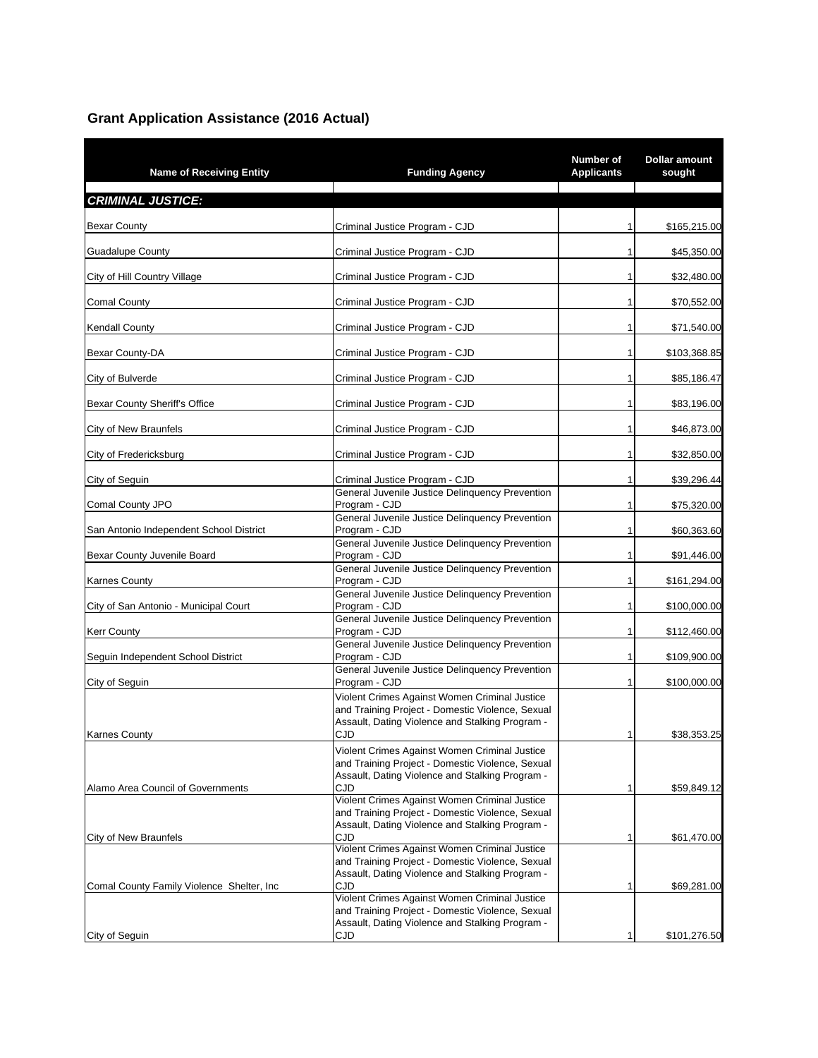## Grant Application Assistance (2016 Actual)

| Name of Receiving Entity | Funding Agency | Number of Applicants | Dollar amount sought |
|---|---|---|---|
| ***CRIMINAL JUSTICE:*** | | | |
| Bexar County | Criminal Justice Program - CJD | 1 | $165,215.00 |
| Guadalupe County | Criminal Justice Program - CJD | 1 | $45,350.00 |
| City of Hill Country Village | Criminal Justice Program - CJD | 1 | $32,480.00 |
| Comal County | Criminal Justice Program - CJD | 1 | $70,552.00 |
| Kendall County | Criminal Justice Program - CJD | 1 | $71,540.00 |
| Bexar County-DA | Criminal Justice Program - CJD | 1 | $103,368.85 |
| City of Bulverde | Criminal Justice Program - CJD | 1 | $85,186.47 |
| Bexar County Sheriff's Office | Criminal Justice Program - CJD | 1 | $83,196.00 |
| City of New Braunfels | Criminal Justice Program - CJD | 1 | $46,873.00 |
| City of Fredericksburg | Criminal Justice Program - CJD | 1 | $32,850.00 |
| City of Seguin | Criminal Justice Program - CJD | 1 | $39,296.44 |
| Comal County JPO | General Juvenile Justice Delinquency Prevention Program - CJD | 1 | $75,320.00 |
| San Antonio Independent School District | General Juvenile Justice Delinquency Prevention Program - CJD | 1 | $60,363.60 |
| Bexar County Juvenile Board | General Juvenile Justice Delinquency Prevention Program - CJD | 1 | $91,446.00 |
| Karnes County | General Juvenile Justice Delinquency Prevention Program - CJD | 1 | $161,294.00 |
| City of San Antonio - Municipal Court | General Juvenile Justice Delinquency Prevention Program - CJD | 1 | $100,000.00 |
| Kerr County | General Juvenile Justice Delinquency Prevention Program - CJD | 1 | $112,460.00 |
| Seguin Independent School District | General Juvenile Justice Delinquency Prevention Program - CJD | 1 | $109,900.00 |
| City of Seguin | General Juvenile Justice Delinquency Prevention Program - CJD | 1 | $100,000.00 |
| Karnes County | Violent Crimes Against Women Criminal Justice and Training Project - Domestic Violence, Sexual Assault, Dating Violence and Stalking Program - CJD | 1 | $38,353.25 |
| Alamo Area Council of Governments | Violent Crimes Against Women Criminal Justice and Training Project - Domestic Violence, Sexual Assault, Dating Violence and Stalking Program - CJD | 1 | $59,849.12 |
| City of New Braunfels | Violent Crimes Against Women Criminal Justice and Training Project - Domestic Violence, Sexual Assault, Dating Violence and Stalking Program - CJD | 1 | $61,470.00 |
| Comal County Family Violence Shelter, Inc | Violent Crimes Against Women Criminal Justice and Training Project - Domestic Violence, Sexual Assault, Dating Violence and Stalking Program - CJD | 1 | $69,281.00 |
| City of Seguin | Violent Crimes Against Women Criminal Justice and Training Project - Domestic Violence, Sexual Assault, Dating Violence and Stalking Program - CJD | 1 | $101,276.50 |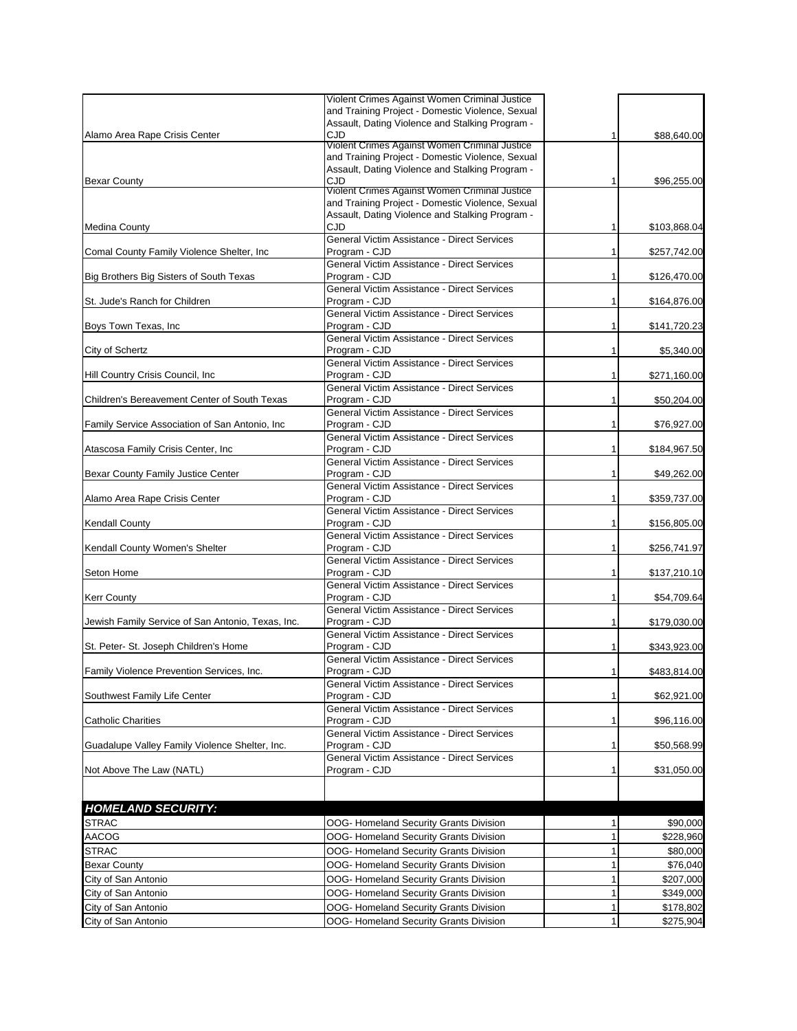| | | | |
|---|---|---|---|
| Alamo Area Rape Crisis Center | Violent Crimes Against Women Criminal Justice and Training Project - Domestic Violence, Sexual Assault, Dating Violence and Stalking Program - CJD | 1 | $88,640.00 |
| Bexar County | Violent Crimes Against Women Criminal Justice and Training Project - Domestic Violence, Sexual Assault, Dating Violence and Stalking Program - CJD | 1 | $96,255.00 |
| Medina County | Violent Crimes Against Women Criminal Justice and Training Project - Domestic Violence, Sexual Assault, Dating Violence and Stalking Program - CJD | 1 | $103,868.04 |
| Comal County Family Violence Shelter, Inc | General Victim Assistance - Direct Services Program - CJD | 1 | $257,742.00 |
| Big Brothers Big Sisters of South Texas | General Victim Assistance - Direct Services Program - CJD | 1 | $126,470.00 |
| St. Jude's Ranch for Children | General Victim Assistance - Direct Services Program - CJD | 1 | $164,876.00 |
| Boys Town Texas, Inc | General Victim Assistance - Direct Services Program - CJD | 1 | $141,720.23 |
| City of Schertz | General Victim Assistance - Direct Services Program - CJD | 1 | $5,340.00 |
| Hill Country Crisis Council, Inc | General Victim Assistance - Direct Services Program - CJD | 1 | $271,160.00 |
| Children's Bereavement Center of South Texas | General Victim Assistance - Direct Services Program - CJD | 1 | $50,204.00 |
| Family Service Association of San Antonio, Inc | General Victim Assistance - Direct Services Program - CJD | 1 | $76,927.00 |
| Atascosa Family Crisis Center, Inc | General Victim Assistance - Direct Services Program - CJD | 1 | $184,967.50 |
| Bexar County Family Justice Center | General Victim Assistance - Direct Services Program - CJD | 1 | $49,262.00 |
| Alamo Area Rape Crisis Center | General Victim Assistance - Direct Services Program - CJD | 1 | $359,737.00 |
| Kendall County | General Victim Assistance - Direct Services Program - CJD | 1 | $156,805.00 |
| Kendall County Women's Shelter | General Victim Assistance - Direct Services Program - CJD | 1 | $256,741.97 |
| Seton Home | General Victim Assistance - Direct Services Program - CJD | 1 | $137,210.10 |
| Kerr County | General Victim Assistance - Direct Services Program - CJD | 1 | $54,709.64 |
| Jewish Family Service of San Antonio, Texas, Inc. | General Victim Assistance - Direct Services Program - CJD | 1 | $179,030.00 |
| St. Peter- St. Joseph Children's Home | General Victim Assistance - Direct Services Program - CJD | 1 | $343,923.00 |
| Family Violence Prevention Services, Inc. | General Victim Assistance - Direct Services Program - CJD | 1 | $483,814.00 |
| Southwest Family Life Center | General Victim Assistance - Direct Services Program - CJD | 1 | $62,921.00 |
| Catholic Charities | General Victim Assistance - Direct Services Program - CJD | 1 | $96,116.00 |
| Guadalupe Valley Family Violence Shelter, Inc. | General Victim Assistance - Direct Services Program - CJD | 1 | $50,568.99 |
| Not Above The Law (NATL) | General Victim Assistance - Direct Services Program - CJD | 1 | $31,050.00 |
| | | | |
| ***HOMELAND SECURITY:*** | | | |
| STRAC | OOG- Homeland Security Grants Division | 1 | $90,000 |
| AACOG | OOG- Homeland Security Grants Division | 1 | $228,960 |
| STRAC | OOG- Homeland Security Grants Division | 1 | $80,000 |
| Bexar County | OOG- Homeland Security Grants Division | 1 | $76,040 |
| City of San Antonio | OOG- Homeland Security Grants Division | 1 | $207,000 |
| City of San Antonio | OOG- Homeland Security Grants Division | 1 | $349,000 |
| City of San Antonio | OOG- Homeland Security Grants Division | 1 | $178,802 |
| City of San Antonio | OOG- Homeland Security Grants Division | 1 | $275,904 |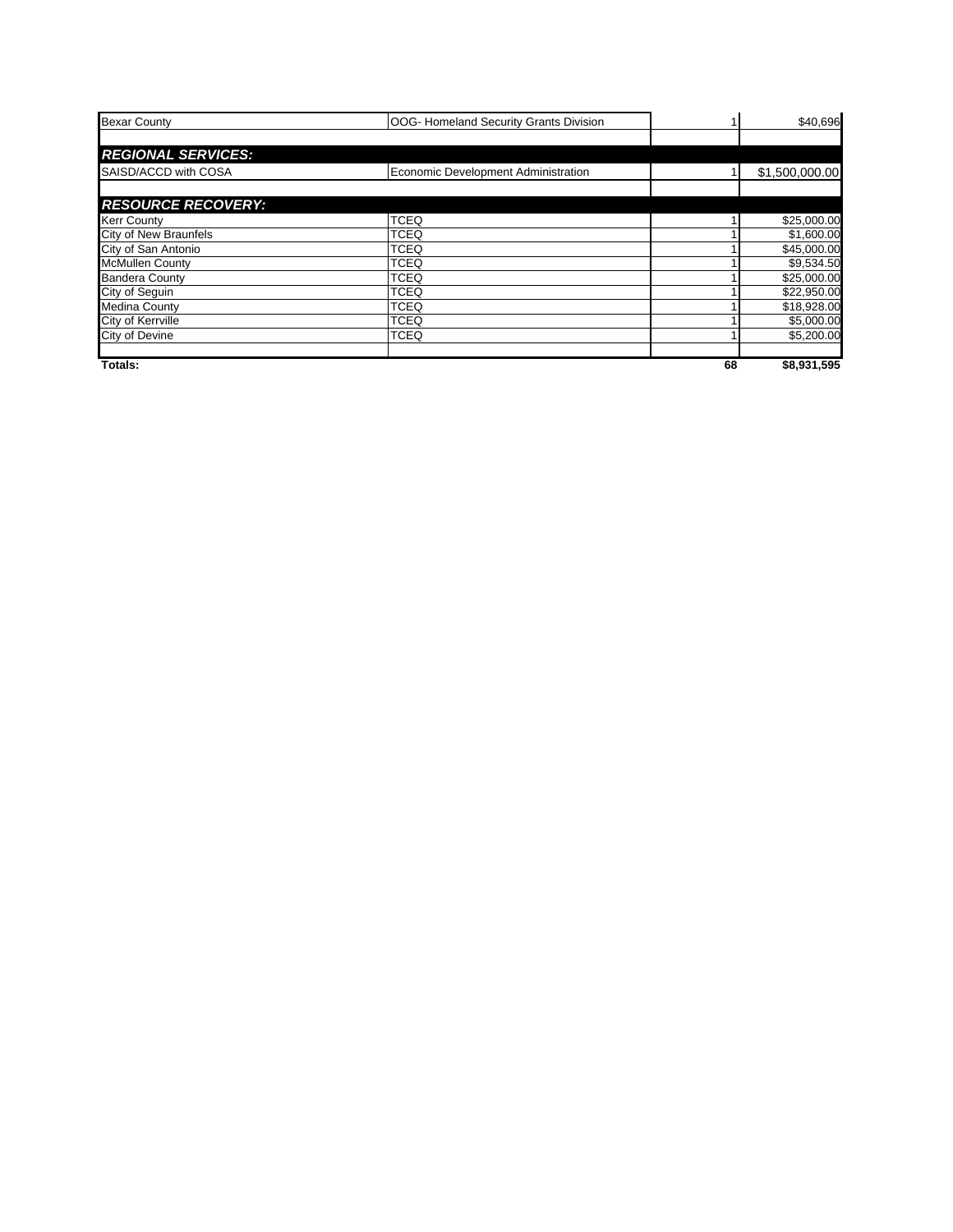| | | | |
|---|---|---|---|
| Bexar County | OOG- Homeland Security Grants Division | 1 | $40,696 |
| | | | |
| ***REGIONAL SERVICES:*** | | | |
| SAISD/ACCD with COSA | Economic Development Administration | 1 | $1,500,000.00 |
| | | | |
| ***RESOURCE RECOVERY:*** | | | |
| Kerr County | TCEQ | 1 | $25,000.00 |
| City of New Braunfels | TCEQ | 1 | $1,600.00 |
| City of San Antonio | TCEQ | 1 | $45,000.00 |
| McMullen County | TCEQ | 1 | $9,534.50 |
| Bandera County | TCEQ | 1 | $25,000.00 |
| City of Seguin | TCEQ | 1 | $22,950.00 |
| Medina County | TCEQ | 1 | $18,928.00 |
| City of Kerrville | TCEQ | 1 | $5,000.00 |
| City of Devine | TCEQ | 1 | $5,200.00 |
| | | | |
| **Totals:** | | **68** | **$8,931,595** |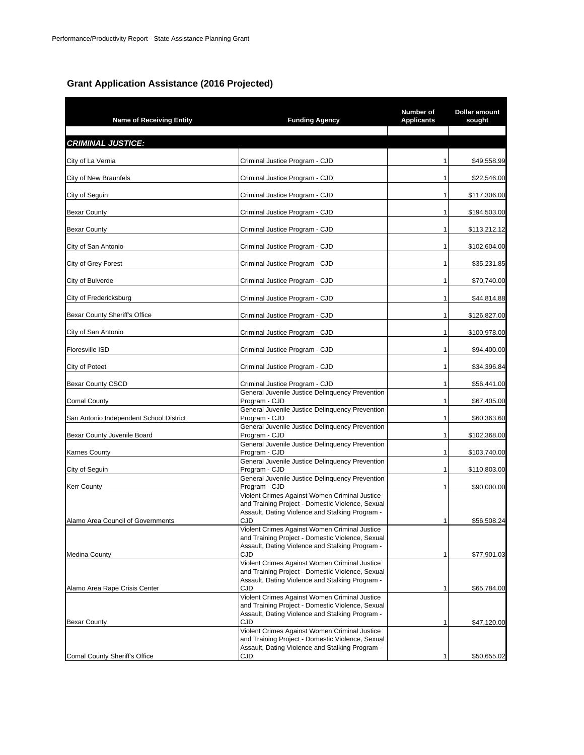## Grant Application Assistance (2016 Projected)

| Name of Receiving Entity | Funding Agency | Number of Applicants | Dollar amount sought |
|---|---|---|---|
| ***CRIMINAL JUSTICE:*** | | | |
| City of La Vernia | Criminal Justice Program - CJD | 1 | $49,558.99 |
| City of New Braunfels | Criminal Justice Program - CJD | 1 | $22,546.00 |
| City of Seguin | Criminal Justice Program - CJD | 1 | $117,306.00 |
| Bexar County | Criminal Justice Program - CJD | 1 | $194,503.00 |
| Bexar County | Criminal Justice Program - CJD | 1 | $113,212.12 |
| City of San Antonio | Criminal Justice Program - CJD | 1 | $102,604.00 |
| City of Grey Forest | Criminal Justice Program - CJD | 1 | $35,231.85 |
| City of Bulverde | Criminal Justice Program - CJD | 1 | $70,740.00 |
| City of Fredericksburg | Criminal Justice Program - CJD | 1 | $44,814.88 |
| Bexar County Sheriff's Office | Criminal Justice Program - CJD | 1 | $126,827.00 |
| City of San Antonio | Criminal Justice Program - CJD | 1 | $100,978.00 |
| Floresville ISD | Criminal Justice Program - CJD | 1 | $94,400.00 |
| City of Poteet | Criminal Justice Program - CJD | 1 | $34,396.84 |
| Bexar County CSCD | Criminal Justice Program - CJD | 1 | $56,441.00 |
| Comal County | General Juvenile Justice Delinquency Prevention Program - CJD | 1 | $67,405.00 |
| San Antonio Independent School District | General Juvenile Justice Delinquency Prevention Program - CJD | 1 | $60,363.60 |
| Bexar County Juvenile Board | General Juvenile Justice Delinquency Prevention Program - CJD | 1 | $102,368.00 |
| Karnes County | General Juvenile Justice Delinquency Prevention Program - CJD | 1 | $103,740.00 |
| City of Seguin | General Juvenile Justice Delinquency Prevention Program - CJD | 1 | $110,803.00 |
| Kerr County | General Juvenile Justice Delinquency Prevention Program - CJD | 1 | $90,000.00 |
| Alamo Area Council of Governments | Violent Crimes Against Women Criminal Justice and Training Project - Domestic Violence, Sexual Assault, Dating Violence and Stalking Program - CJD | 1 | $56,508.24 |
| Medina County | Violent Crimes Against Women Criminal Justice and Training Project - Domestic Violence, Sexual Assault, Dating Violence and Stalking Program - CJD | 1 | $77,901.03 |
| Alamo Area Rape Crisis Center | Violent Crimes Against Women Criminal Justice and Training Project - Domestic Violence, Sexual Assault, Dating Violence and Stalking Program - CJD | 1 | $65,784.00 |
| Bexar County | Violent Crimes Against Women Criminal Justice and Training Project - Domestic Violence, Sexual Assault, Dating Violence and Stalking Program - CJD | 1 | $47,120.00 |
| Comal County Sheriff's Office | Violent Crimes Against Women Criminal Justice and Training Project - Domestic Violence, Sexual Assault, Dating Violence and Stalking Program - CJD | 1 | $50,655.02 |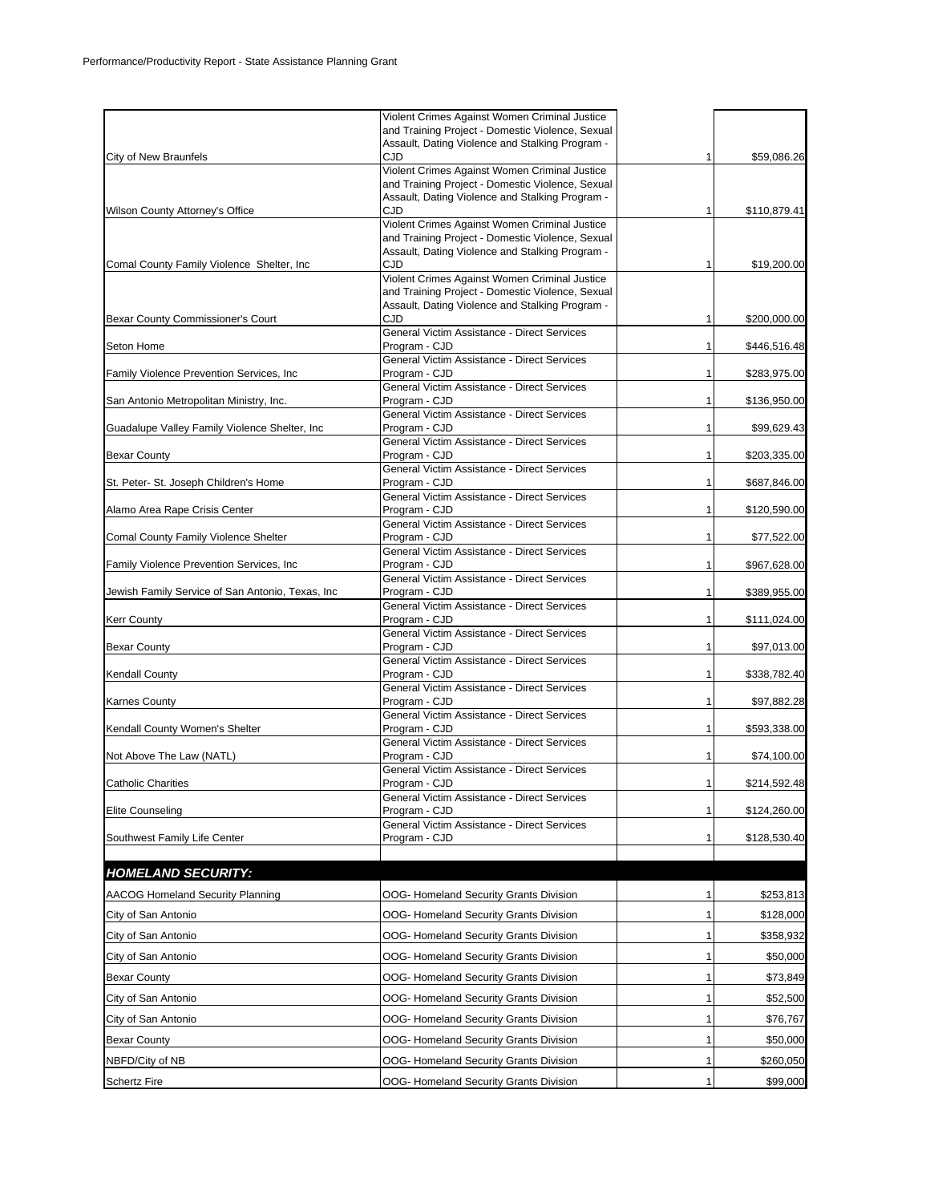| | | | |
|---|---|---|---|
| City of New Braunfels | Violent Crimes Against Women Criminal Justice and Training Project - Domestic Violence, Sexual Assault, Dating Violence and Stalking Program - CJD | 1 | $59,086.26 |
| Wilson County Attorney's Office | Violent Crimes Against Women Criminal Justice and Training Project - Domestic Violence, Sexual Assault, Dating Violence and Stalking Program - CJD | 1 | $110,879.41 |
| Comal County Family Violence Shelter, Inc | Violent Crimes Against Women Criminal Justice and Training Project - Domestic Violence, Sexual Assault, Dating Violence and Stalking Program - CJD | 1 | $19,200.00 |
| Bexar County Commissioner's Court | Violent Crimes Against Women Criminal Justice and Training Project - Domestic Violence, Sexual Assault, Dating Violence and Stalking Program - CJD | 1 | $200,000.00 |
| Seton Home | General Victim Assistance - Direct Services Program - CJD | 1 | $446,516.48 |
| Family Violence Prevention Services, Inc | General Victim Assistance - Direct Services Program - CJD | 1 | $283,975.00 |
| San Antonio Metropolitan Ministry, Inc. | General Victim Assistance - Direct Services Program - CJD | 1 | $136,950.00 |
| Guadalupe Valley Family Violence Shelter, Inc | General Victim Assistance - Direct Services Program - CJD | 1 | $99,629.43 |
| Bexar County | General Victim Assistance - Direct Services Program - CJD | 1 | $203,335.00 |
| St. Peter- St. Joseph Children's Home | General Victim Assistance - Direct Services Program - CJD | 1 | $687,846.00 |
| Alamo Area Rape Crisis Center | General Victim Assistance - Direct Services Program - CJD | 1 | $120,590.00 |
| Comal County Family Violence Shelter | General Victim Assistance - Direct Services Program - CJD | 1 | $77,522.00 |
| Family Violence Prevention Services, Inc | General Victim Assistance - Direct Services Program - CJD | 1 | $967,628.00 |
| Jewish Family Service of San Antonio, Texas, Inc | General Victim Assistance - Direct Services Program - CJD | 1 | $389,955.00 |
| Kerr County | General Victim Assistance - Direct Services Program - CJD | 1 | $111,024.00 |
| Bexar County | General Victim Assistance - Direct Services Program - CJD | 1 | $97,013.00 |
| Kendall County | General Victim Assistance - Direct Services Program - CJD | 1 | $338,782.40 |
| Karnes County | General Victim Assistance - Direct Services Program - CJD | 1 | $97,882.28 |
| Kendall County Women's Shelter | General Victim Assistance - Direct Services Program - CJD | 1 | $593,338.00 |
| Not Above The Law (NATL) | General Victim Assistance - Direct Services Program - CJD | 1 | $74,100.00 |
| Catholic Charities | General Victim Assistance - Direct Services Program - CJD | 1 | $214,592.48 |
| Elite Counseling | General Victim Assistance - Direct Services Program - CJD | 1 | $124,260.00 |
| Southwest Family Life Center | General Victim Assistance - Direct Services Program - CJD | 1 | $128,530.40 |
| | | | |
| ***HOMELAND SECURITY:*** | | | |
| AACOG Homeland Security Planning | OOG- Homeland Security Grants Division | 1 | $253,813 |
| City of San Antonio | OOG- Homeland Security Grants Division | 1 | $128,000 |
| City of San Antonio | OOG- Homeland Security Grants Division | 1 | $358,932 |
| City of San Antonio | OOG- Homeland Security Grants Division | 1 | $50,000 |
| Bexar County | OOG- Homeland Security Grants Division | 1 | $73,849 |
| City of San Antonio | OOG- Homeland Security Grants Division | 1 | $52,500 |
| City of San Antonio | OOG- Homeland Security Grants Division | 1 | $76,767 |
| Bexar County | OOG- Homeland Security Grants Division | 1 | $50,000 |
| NBFD/City of NB | OOG- Homeland Security Grants Division | 1 | $260,050 |
| Schertz Fire | OOG- Homeland Security Grants Division | 1 | $99,000 |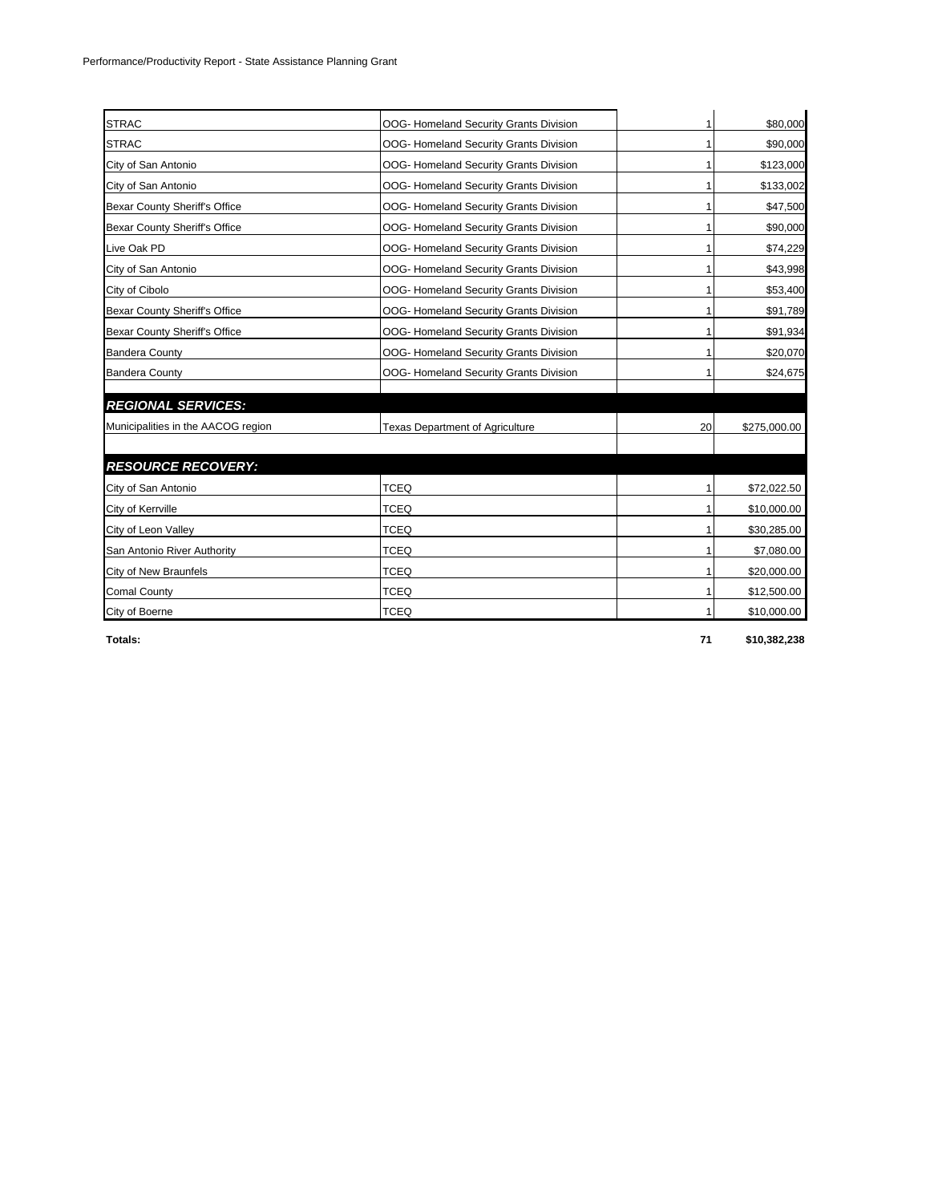| | | | |
|---|---|---|---|
| STRAC | OOG- Homeland Security Grants Division | 1 | $80,000 |
| STRAC | OOG- Homeland Security Grants Division | 1 | $90,000 |
| City of San Antonio | OOG- Homeland Security Grants Division | 1 | $123,000 |
| City of San Antonio | OOG- Homeland Security Grants Division | 1 | $133,002 |
| Bexar County Sheriff's Office | OOG- Homeland Security Grants Division | 1 | $47,500 |
| Bexar County Sheriff's Office | OOG- Homeland Security Grants Division | 1 | $90,000 |
| Live Oak PD | OOG- Homeland Security Grants Division | 1 | $74,229 |
| City of San Antonio | OOG- Homeland Security Grants Division | 1 | $43,998 |
| City of Cibolo | OOG- Homeland Security Grants Division | 1 | $53,400 |
| Bexar County Sheriff's Office | OOG- Homeland Security Grants Division | 1 | $91,789 |
| Bexar County Sheriff's Office | OOG- Homeland Security Grants Division | 1 | $91,934 |
| Bandera County | OOG- Homeland Security Grants Division | 1 | $20,070 |
| Bandera County | OOG- Homeland Security Grants Division | 1 | $24,675 |
| | | | |
| ***REGIONAL SERVICES:*** | | | |
| Municipalities in the AACOG region | Texas Department of Agriculture | 20 | $275,000.00 |
| | | | |
| ***RESOURCE RECOVERY:*** | | | |
| City of San Antonio | TCEQ | 1 | $72,022.50 |
| City of Kerrville | TCEQ | 1 | $10,000.00 |
| City of Leon Valley | TCEQ | 1 | $30,285.00 |
| San Antonio River Authority | TCEQ | 1 | $7,080.00 |
| City of New Braunfels | TCEQ | 1 | $20,000.00 |
| Comal County | TCEQ | 1 | $12,500.00 |
| City of Boerne | TCEQ | 1 | $10,000.00 |
| **Totals:** | | **71** | **$10,382,238** |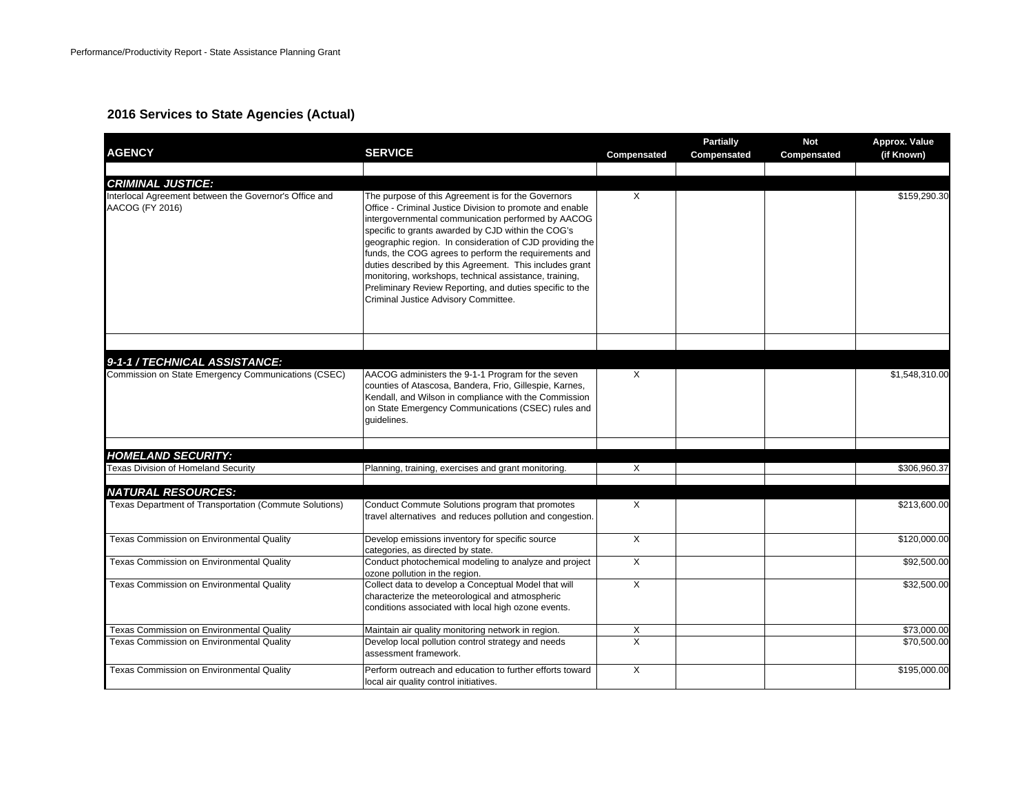## 2016 Services to State Agencies (Actual)

| AGENCY | SERVICE | Compensated | Partially Compensated | Not Compensated | Approx. Value (if Known) |
|---|---|---|---|---|---|
| | | | | | |
| ***CRIMINAL JUSTICE:*** | | | | | |
| Interlocal Agreement between the Governor's Office and AACOG (FY 2016) | The purpose of this Agreement is for the Governors Office - Criminal Justice Division to promote and enable intergovernmental communication performed by AACOG specific to grants awarded by CJD within the COG's geographic region. In consideration of CJD providing the funds, the COG agrees to perform the requirements and duties described by this Agreement. This includes grant monitoring, workshops, technical assistance, training, Preliminary Review Reporting, and duties specific to the Criminal Justice Advisory Committee. | X | | | $159,290.30 |
| | | | | | |
| ***9-1-1 / TECHNICAL ASSISTANCE:*** | | | | | |
| Commission on State Emergency Communications (CSEC) | AACOG administers the 9-1-1 Program for the seven counties of Atascosa, Bandera, Frio, Gillespie, Karnes, Kendall, and Wilson in compliance with the Commission on State Emergency Communications (CSEC) rules and guidelines. | X | | | $1,548,310.00 |
| | | | | | |
| ***HOMELAND SECURITY:*** | | | | | |
| Texas Division of Homeland Security | Planning, training, exercises and grant monitoring. | X | | | $306,960.37 |
| | | | | | |
| ***NATURAL RESOURCES:*** | | | | | |
| Texas Department of Transportation (Commute Solutions) | Conduct Commute Solutions program that promotes travel alternatives and reduces pollution and congestion. | X | | | $213,600.00 |
| Texas Commission on Environmental Quality | Develop emissions inventory for specific source categories, as directed by state. | X | | | $120,000.00 |
| Texas Commission on Environmental Quality | Conduct photochemical modeling to analyze and project ozone pollution in the region. | X | | | $92,500.00 |
| Texas Commission on Environmental Quality | Collect data to develop a Conceptual Model that will characterize the meteorological and atmospheric conditions associated with local high ozone events. | X | | | $32,500.00 |
| Texas Commission on Environmental Quality | Maintain air quality monitoring network in region. | X | | | $73,000.00 |
| Texas Commission on Environmental Quality | Develop local pollution control strategy and needs assessment framework. | X | | | $70,500.00 |
| Texas Commission on Environmental Quality | Perform outreach and education to further efforts toward local air quality control initiatives. | X | | | $195,000.00 |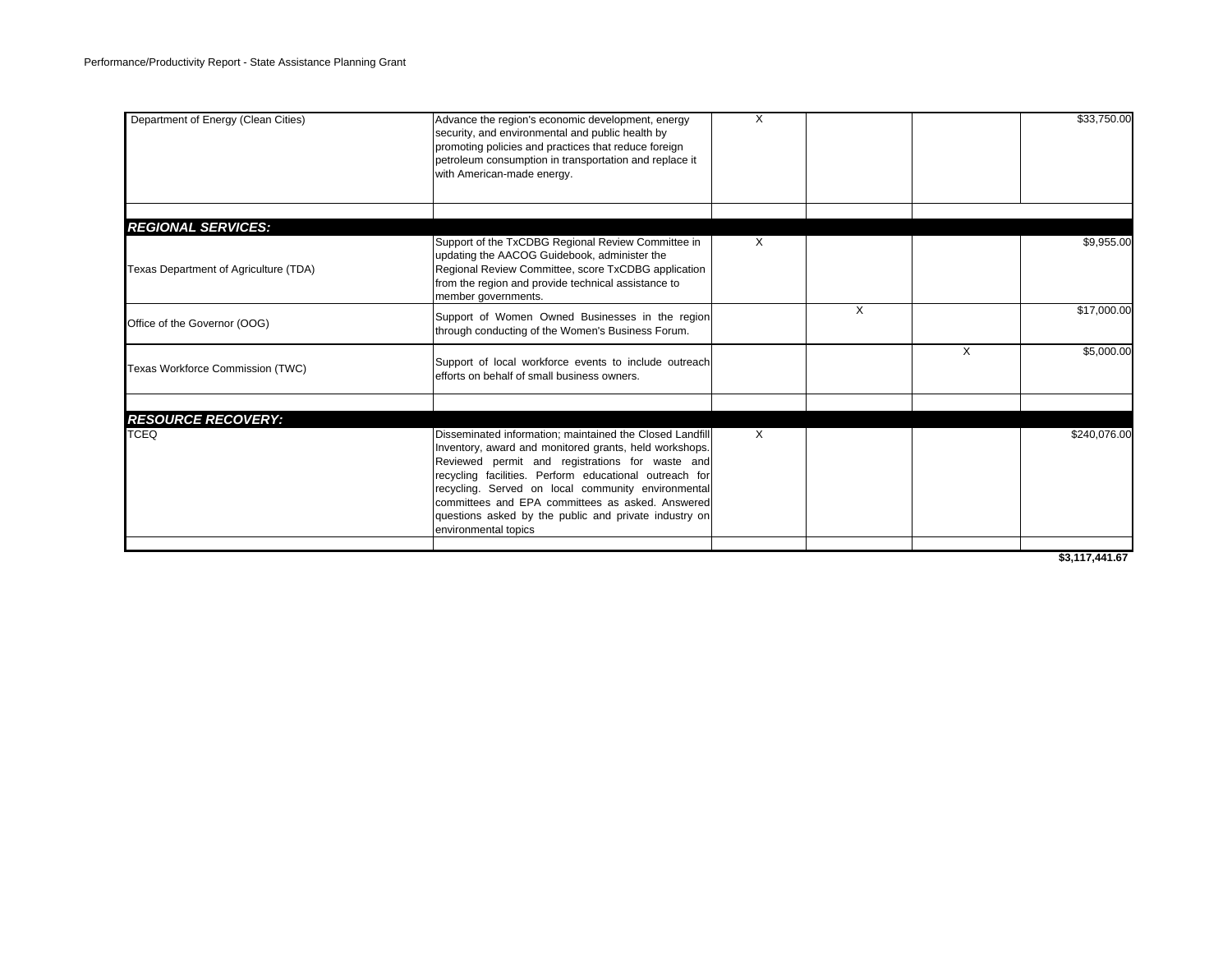| | | | | | |
|---|---|---|---|---|---|
| Department of Energy (Clean Cities) | Advance the region's economic development, energy security, and environmental and public health by promoting policies and practices that reduce foreign petroleum consumption in transportation and replace it with American-made energy. | X | | | $33,750.00 |
| | | | | | |
| ***REGIONAL SERVICES:*** | | | | | |
| Texas Department of Agriculture (TDA) | Support of the TxCDBG Regional Review Committee in updating the AACOG Guidebook, administer the Regional Review Committee, score TxCDBG application from the region and provide technical assistance to member governments. | X | | | $9,955.00 |
| Office of the Governor (OOG) | Support of Women Owned Businesses in the region through conducting of the Women's Business Forum. | | X | | $17,000.00 |
| Texas Workforce Commission (TWC) | Support of local workforce events to include outreach efforts on behalf of small business owners. | | | X | $5,000.00 |
| | | | | | |
| ***RESOURCE RECOVERY:*** | | | | | |
| TCEQ | Disseminated information; maintained the Closed Landfill Inventory, award and monitored grants, held workshops. Reviewed permit and registrations for waste and recycling facilities. Perform educational outreach for recycling. Served on local community environmental committees and EPA committees as asked. Answered questions asked by the public and private industry on environmental topics | X | | | $240,076.00 |
| | | | | | |
| | | | | | **$3,117,441.67** |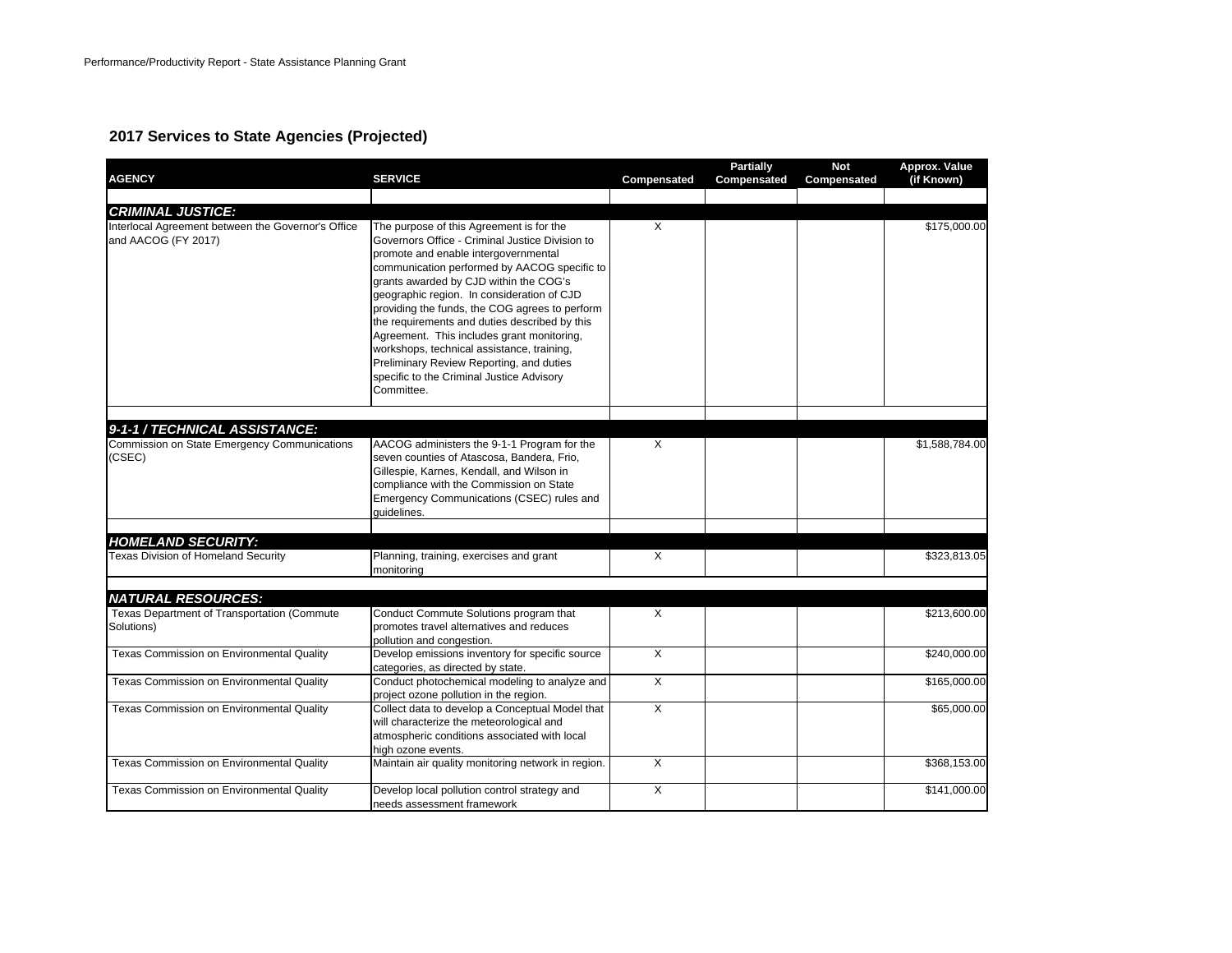## 2017 Services to State Agencies (Projected)

| AGENCY | SERVICE | Compensated | Partially Compensated | Not Compensated | Approx. Value (if Known) |
|---|---|---|---|---|---|
| ***CRIMINAL JUSTICE:*** | | | | | |
| Interlocal Agreement between the Governor's Office and AACOG (FY 2017) | The purpose of this Agreement is for the Governors Office - Criminal Justice Division to promote and enable intergovernmental communication performed by AACOG specific to grants awarded by CJD within the COG's geographic region. In consideration of CJD providing the funds, the COG agrees to perform the requirements and duties described by this Agreement. This includes grant monitoring, workshops, technical assistance, training, Preliminary Review Reporting, and duties specific to the Criminal Justice Advisory Committee. | X | | | $175,000.00 |
| ***9-1-1 / TECHNICAL ASSISTANCE:*** | | | | | |
| Commission on State Emergency Communications (CSEC) | AACOG administers the 9-1-1 Program for the seven counties of Atascosa, Bandera, Frio, Gillespie, Karnes, Kendall, and Wilson in compliance with the Commission on State Emergency Communications (CSEC) rules and guidelines. | X | | | $1,588,784.00 |
| ***HOMELAND SECURITY:*** | | | | | |
| Texas Division of Homeland Security | Planning, training, exercises and grant monitoring | X | | | $323,813.05 |
| ***NATURAL RESOURCES:*** | | | | | |
| Texas Department of Transportation (Commute Solutions) | Conduct Commute Solutions program that promotes travel alternatives and reduces pollution and congestion. | X | | | $213,600.00 |
| Texas Commission on Environmental Quality | Develop emissions inventory for specific source categories, as directed by state. | X | | | $240,000.00 |
| Texas Commission on Environmental Quality | Conduct photochemical modeling to analyze and project ozone pollution in the region. | X | | | $165,000.00 |
| Texas Commission on Environmental Quality | Collect data to develop a Conceptual Model that will characterize the meteorological and atmospheric conditions associated with local high ozone events. | X | | | $65,000.00 |
| Texas Commission on Environmental Quality | Maintain air quality monitoring network in region. | X | | | $368,153.00 |
| Texas Commission on Environmental Quality | Develop local pollution control strategy and needs assessment framework | X | | | $141,000.00 |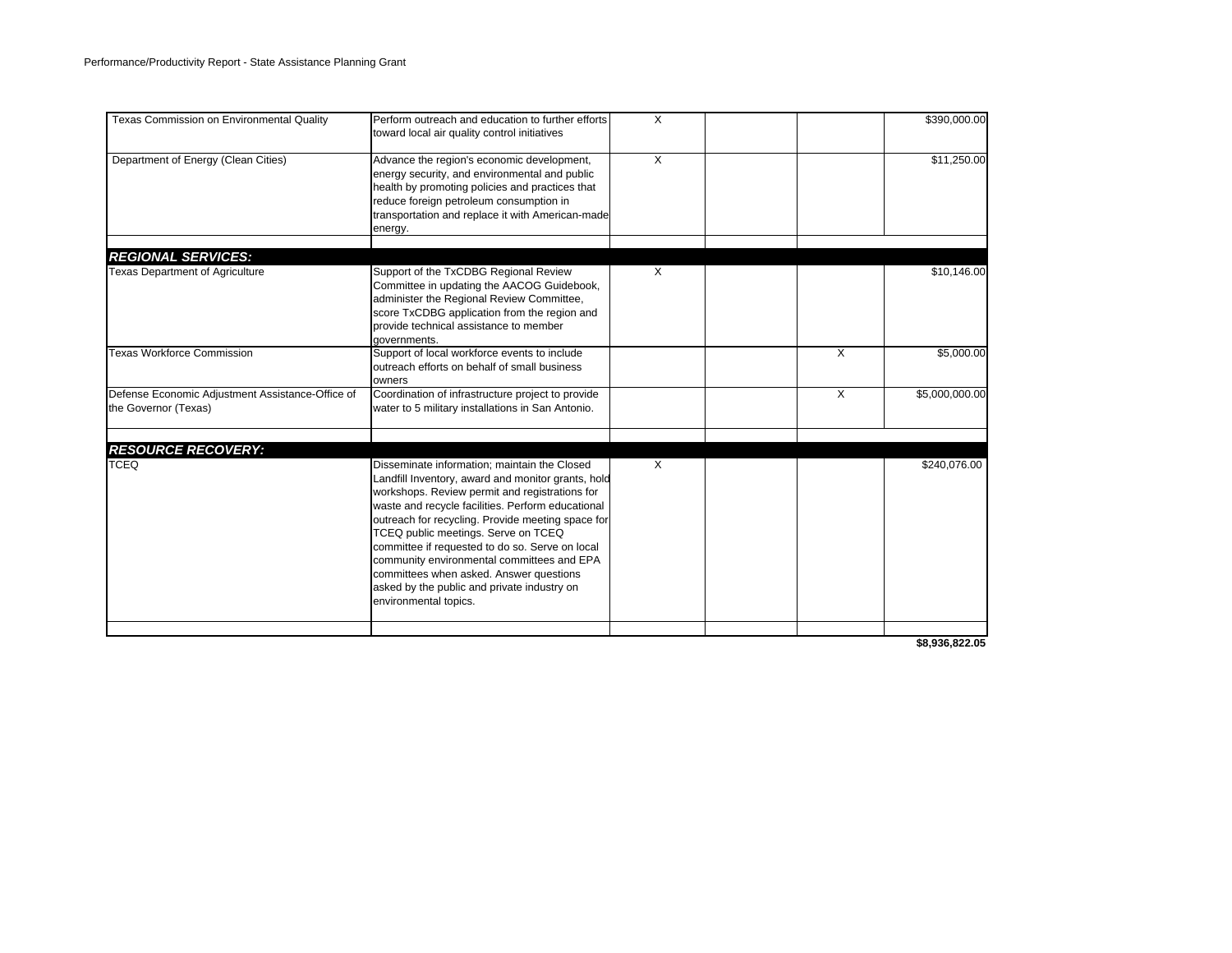| | | | | | |
|---|---|---|---|---|---|
| Texas Commission on Environmental Quality | Perform outreach and education to further efforts toward local air quality control initiatives | X | | | $390,000.00 |
| Department of Energy (Clean Cities) | Advance the region's economic development, energy security, and environmental and public health by promoting policies and practices that reduce foreign petroleum consumption in transportation and replace it with American-made energy. | X | | | $11,250.00 |
| | | | | | |
| ***REGIONAL SERVICES:*** | | | | | |
| Texas Department of Agriculture | Support of the TxCDBG Regional Review Committee in updating the AACOG Guidebook, administer the Regional Review Committee, score TxCDBG application from the region and provide technical assistance to member governments. | X | | | $10,146.00 |
| Texas Workforce Commission | Support of local workforce events to include outreach efforts on behalf of small business owners | | | X | $5,000.00 |
| Defense Economic Adjustment Assistance-Office of the Governor (Texas) | Coordination of infrastructure project to provide water to 5 military installations in San Antonio. | | | X | $5,000,000.00 |
| | | | | | |
| ***RESOURCE RECOVERY:*** | | | | | |
| TCEQ | Disseminate information; maintain the Closed Landfill Inventory, award and monitor grants, hold workshops. Review permit and registrations for waste and recycle facilities. Perform educational outreach for recycling. Provide meeting space for TCEQ public meetings. Serve on TCEQ committee if requested to do so. Serve on local community environmental committees and EPA committees when asked. Answer questions asked by the public and private industry on environmental topics. | X | | | $240,076.00 |
| | | | | | |
| | | | | | **$8,936,822.05** |